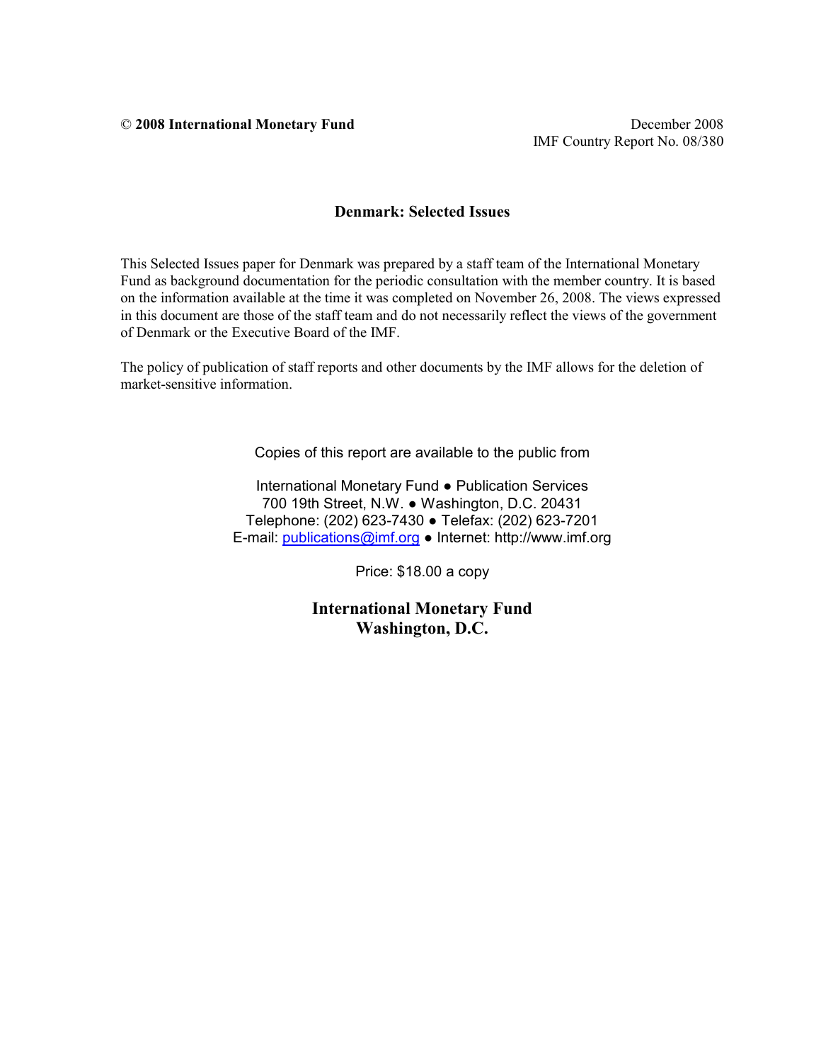© **2008 International Monetary Fund**

December 2008
IMF Country Report No. 08/380

# Denmark: Selected Issues

This Selected Issues paper for Denmark was prepared by a staff team of the International Monetary Fund as background documentation for the periodic consultation with the member country. It is based on the information available at the time it was completed on November 26, 2008. The views expressed in this document are those of the staff team and do not necessarily reflect the views of the government of Denmark or the Executive Board of the IMF.

The policy of publication of staff reports and other documents by the IMF allows for the deletion of market-sensitive information.

Copies of this report are available to the public from

International Monetary Fund ● Publication Services
700 19th Street, N.W. ● Washington, D.C. 20431
Telephone: (202) 623-7430 ● Telefax: (202) 623-7201
E-mail: publications@imf.org ● Internet: http://www.imf.org

Price: $18.00 a copy

**International Monetary Fund**
**Washington, D.C.**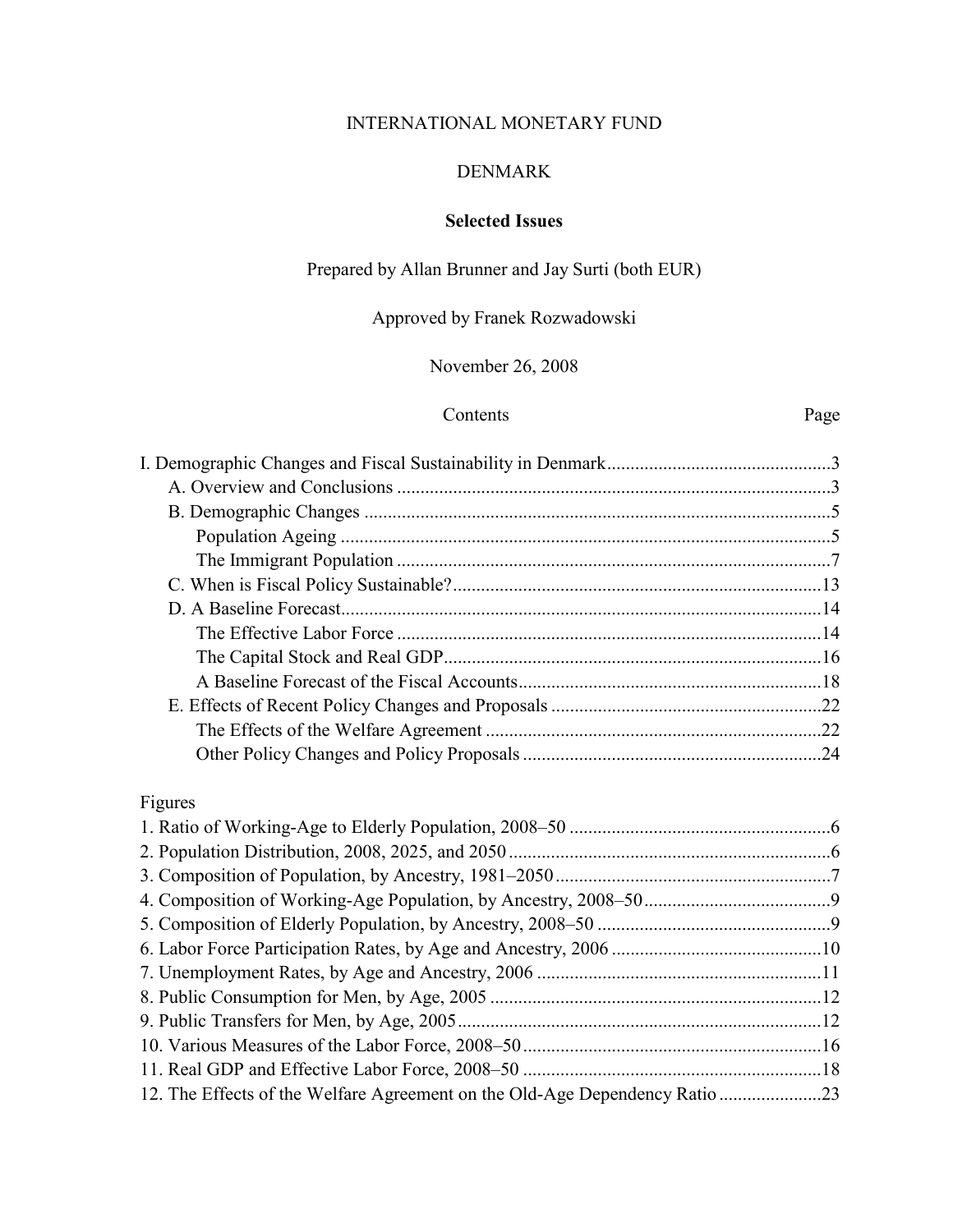INTERNATIONAL MONETARY FUND

DENMARK

**Selected Issues**

Prepared by Allan Brunner and Jay Surti (both EUR)

Approved by Franek Rozwadowski

November 26, 2008

| Contents | Page |
|---|---|
| I. Demographic Changes and Fiscal Sustainability in Denmark | 3 |
| A. Overview and Conclusions | 3 |
| B. Demographic Changes | 5 |
| Population Ageing | 5 |
| The Immigrant Population | 7 |
| C. When is Fiscal Policy Sustainable? | 13 |
| D. A Baseline Forecast | 14 |
| The Effective Labor Force | 14 |
| The Capital Stock and Real GDP | 16 |
| A Baseline Forecast of the Fiscal Accounts | 18 |
| E. Effects of Recent Policy Changes and Proposals | 22 |
| The Effects of the Welfare Agreement | 22 |
| Other Policy Changes and Policy Proposals | 24 |

Figures

| Figure | Page |
|---|---|
| 1. Ratio of Working-Age to Elderly Population, 2008–50 | 6 |
| 2. Population Distribution, 2008, 2025, and 2050 | 6 |
| 3. Composition of Population, by Ancestry, 1981–2050 | 7 |
| 4. Composition of Working-Age Population, by Ancestry, 2008–50 | 9 |
| 5. Composition of Elderly Population, by Ancestry, 2008–50 | 9 |
| 6. Labor Force Participation Rates, by Age and Ancestry, 2006 | 10 |
| 7. Unemployment Rates, by Age and Ancestry, 2006 | 11 |
| 8. Public Consumption for Men, by Age, 2005 | 12 |
| 9. Public Transfers for Men, by Age, 2005 | 12 |
| 10. Various Measures of the Labor Force, 2008–50 | 16 |
| 11. Real GDP and Effective Labor Force, 2008–50 | 18 |
| 12. The Effects of the Welfare Agreement on the Old-Age Dependency Ratio | 23 |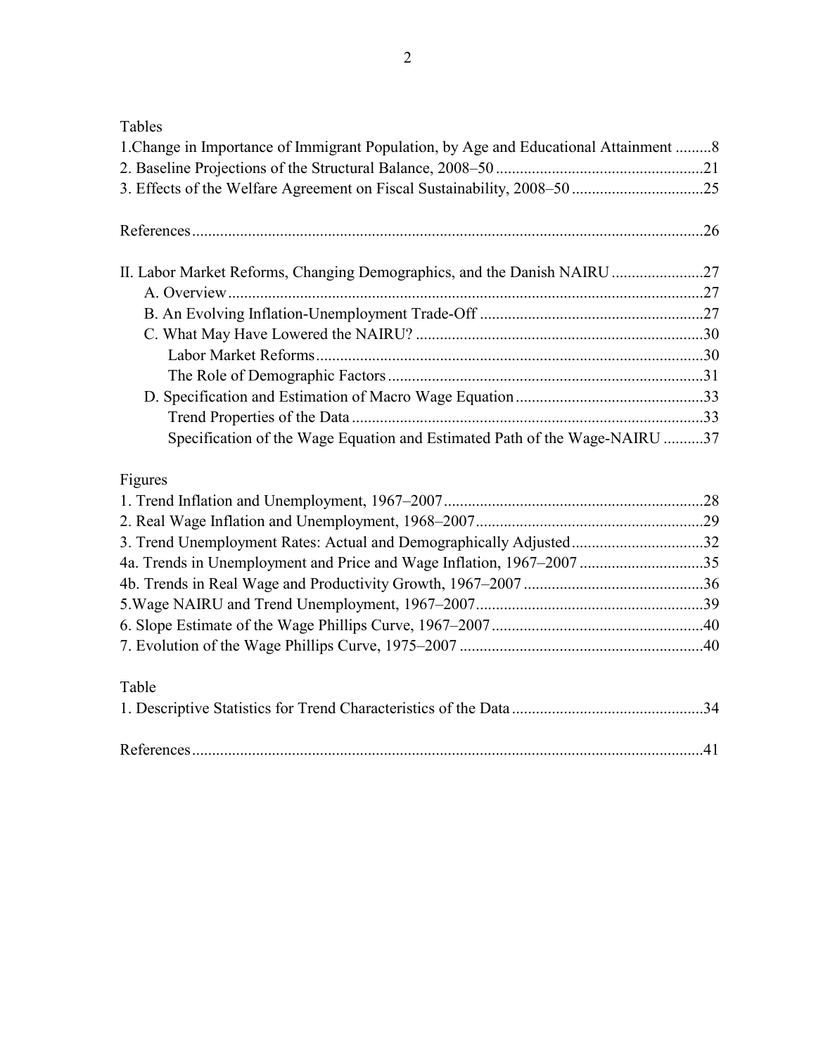Tables

1.Change in Importance of Immigrant Population, by Age and Educational Attainment .........8
2. Baseline Projections of the Structural Balance, 2008–50 ....................................................21
3. Effects of the Welfare Agreement on Fiscal Sustainability, 2008–50 .................................25

References...............................................................................................................................26

II. Labor Market Reforms, Changing Demographics, and the Danish NAIRU .......................27
  A. Overview.....................................................................................................................27
  B. An Evolving Inflation-Unemployment Trade-Off ........................................................27
  C. What May Have Lowered the NAIRU? ........................................................................30
    Labor Market Reforms................................................................................................30
    The Role of Demographic Factors ..............................................................................31
  D. Specification and Estimation of Macro Wage Equation ...............................................33
    Trend Properties of the Data .......................................................................................33
    Specification of the Wage Equation and Estimated Path of the Wage-NAIRU ..........37

Figures

1. Trend Inflation and Unemployment, 1967–2007.................................................................28
2. Real Wage Inflation and Unemployment, 1968–2007.........................................................29
3. Trend Unemployment Rates: Actual and Demographically Adjusted.................................32
4a. Trends in Unemployment and Price and Wage Inflation, 1967–2007 ...............................35
4b. Trends in Real Wage and Productivity Growth, 1967–2007 .............................................36
5.Wage NAIRU and Trend Unemployment, 1967–2007.........................................................39
6. Slope Estimate of the Wage Phillips Curve, 1967–2007.....................................................40
7. Evolution of the Wage Phillips Curve, 1975–2007 .............................................................40

Table

1. Descriptive Statistics for Trend Characteristics of the Data ................................................34

References...............................................................................................................................41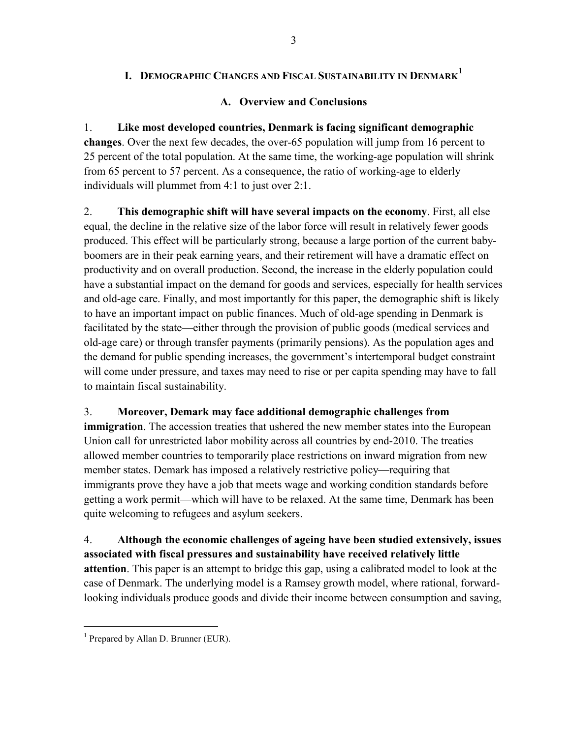# I. Demographic Changes and Fiscal Sustainability in Denmark[1]

## A. Overview and Conclusions

1. **Like most developed countries, Denmark is facing significant demographic changes**. Over the next few decades, the over-65 population will jump from 16 percent to 25 percent of the total population. At the same time, the working-age population will shrink from 65 percent to 57 percent. As a consequence, the ratio of working-age to elderly individuals will plummet from 4:1 to just over 2:1.

2. **This demographic shift will have several impacts on the economy**. First, all else equal, the decline in the relative size of the labor force will result in relatively fewer goods produced. This effect will be particularly strong, because a large portion of the current baby-boomers are in their peak earning years, and their retirement will have a dramatic effect on productivity and on overall production. Second, the increase in the elderly population could have a substantial impact on the demand for goods and services, especially for health services and old-age care. Finally, and most importantly for this paper, the demographic shift is likely to have an important impact on public finances. Much of old-age spending in Denmark is facilitated by the state—either through the provision of public goods (medical services and old-age care) or through transfer payments (primarily pensions). As the population ages and the demand for public spending increases, the government's intertemporal budget constraint will come under pressure, and taxes may need to rise or per capita spending may have to fall to maintain fiscal sustainability.

3. **Moreover, Demark may face additional demographic challenges from immigration**. The accession treaties that ushered the new member states into the European Union call for unrestricted labor mobility across all countries by end-2010. The treaties allowed member countries to temporarily place restrictions on inward migration from new member states. Demark has imposed a relatively restrictive policy—requiring that immigrants prove they have a job that meets wage and working condition standards before getting a work permit—which will have to be relaxed. At the same time, Denmark has been quite welcoming to refugees and asylum seekers.

4. **Although the economic challenges of ageing have been studied extensively, issues associated with fiscal pressures and sustainability have received relatively little attention**. This paper is an attempt to bridge this gap, using a calibrated model to look at the case of Denmark. The underlying model is a Ramsey growth model, where rational, forward-looking individuals produce goods and divide their income between consumption and saving,

[1] Prepared by Allan D. Brunner (EUR).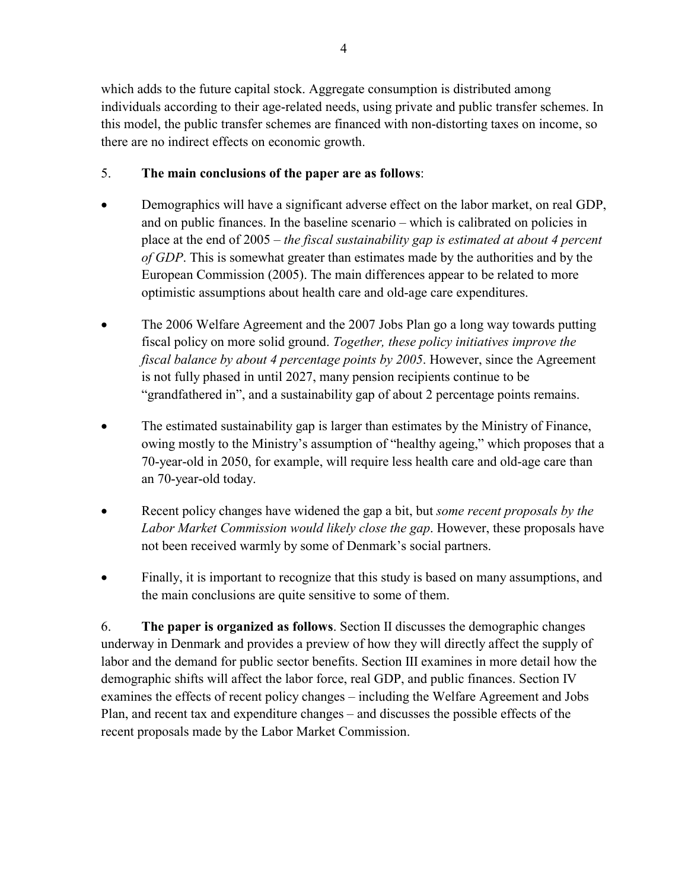which adds to the future capital stock. Aggregate consumption is distributed among individuals according to their age-related needs, using private and public transfer schemes. In this model, the public transfer schemes are financed with non-distorting taxes on income, so there are no indirect effects on economic growth.

5. **The main conclusions of the paper are as follows**:

- Demographics will have a significant adverse effect on the labor market, on real GDP, and on public finances. In the baseline scenario – which is calibrated on policies in place at the end of 2005 – *the fiscal sustainability gap is estimated at about 4 percent of GDP*. This is somewhat greater than estimates made by the authorities and by the European Commission (2005). The main differences appear to be related to more optimistic assumptions about health care and old-age care expenditures.

- The 2006 Welfare Agreement and the 2007 Jobs Plan go a long way towards putting fiscal policy on more solid ground. *Together, these policy initiatives improve the fiscal balance by about 4 percentage points by 2005*. However, since the Agreement is not fully phased in until 2027, many pension recipients continue to be "grandfathered in", and a sustainability gap of about 2 percentage points remains.

- The estimated sustainability gap is larger than estimates by the Ministry of Finance, owing mostly to the Ministry's assumption of "healthy ageing," which proposes that a 70-year-old in 2050, for example, will require less health care and old-age care than an 70-year-old today.

- Recent policy changes have widened the gap a bit, but *some recent proposals by the Labor Market Commission would likely close the gap*. However, these proposals have not been received warmly by some of Denmark's social partners.

- Finally, it is important to recognize that this study is based on many assumptions, and the main conclusions are quite sensitive to some of them.

6. **The paper is organized as follows**. Section II discusses the demographic changes underway in Denmark and provides a preview of how they will directly affect the supply of labor and the demand for public sector benefits. Section III examines in more detail how the demographic shifts will affect the labor force, real GDP, and public finances. Section IV examines the effects of recent policy changes – including the Welfare Agreement and Jobs Plan, and recent tax and expenditure changes – and discusses the possible effects of the recent proposals made by the Labor Market Commission.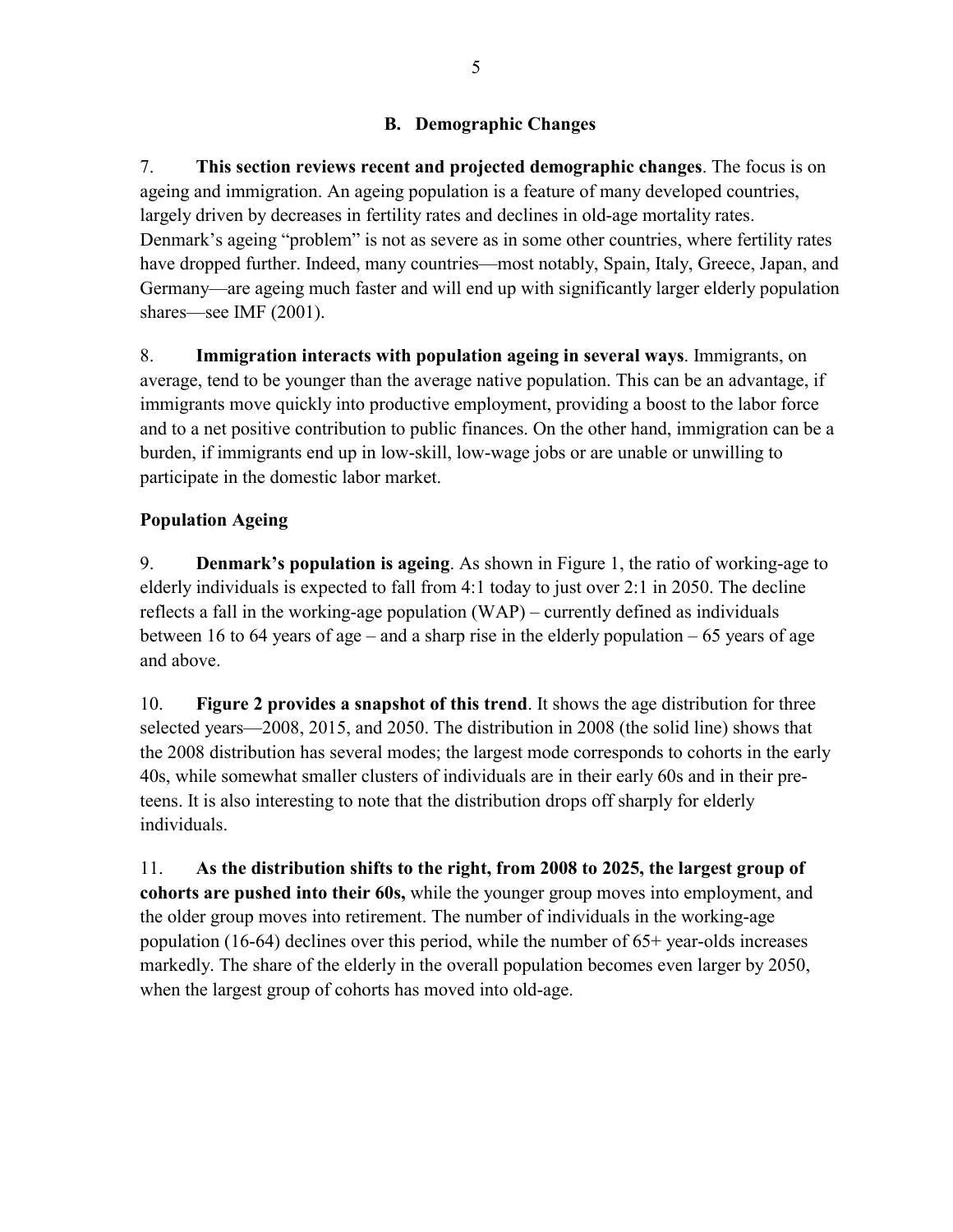## B. Demographic Changes

7. **This section reviews recent and projected demographic changes**. The focus is on ageing and immigration. An ageing population is a feature of many developed countries, largely driven by decreases in fertility rates and declines in old-age mortality rates. Denmark's ageing "problem" is not as severe as in some other countries, where fertility rates have dropped further. Indeed, many countries—most notably, Spain, Italy, Greece, Japan, and Germany—are ageing much faster and will end up with significantly larger elderly population shares—see IMF (2001).

8. **Immigration interacts with population ageing in several ways**. Immigrants, on average, tend to be younger than the average native population. This can be an advantage, if immigrants move quickly into productive employment, providing a boost to the labor force and to a net positive contribution to public finances. On the other hand, immigration can be a burden, if immigrants end up in low-skill, low-wage jobs or are unable or unwilling to participate in the domestic labor market.

### Population Ageing

9. **Denmark's population is ageing**. As shown in Figure 1, the ratio of working-age to elderly individuals is expected to fall from 4:1 today to just over 2:1 in 2050. The decline reflects a fall in the working-age population (WAP) – currently defined as individuals between 16 to 64 years of age – and a sharp rise in the elderly population – 65 years of age and above.

10. **Figure 2 provides a snapshot of this trend**. It shows the age distribution for three selected years—2008, 2015, and 2050. The distribution in 2008 (the solid line) shows that the 2008 distribution has several modes; the largest mode corresponds to cohorts in the early 40s, while somewhat smaller clusters of individuals are in their early 60s and in their pre-teens. It is also interesting to note that the distribution drops off sharply for elderly individuals.

11. **As the distribution shifts to the right, from 2008 to 2025, the largest group of cohorts are pushed into their 60s,** while the younger group moves into employment, and the older group moves into retirement. The number of individuals in the working-age population (16-64) declines over this period, while the number of 65+ year-olds increases markedly. The share of the elderly in the overall population becomes even larger by 2050, when the largest group of cohorts has moved into old-age.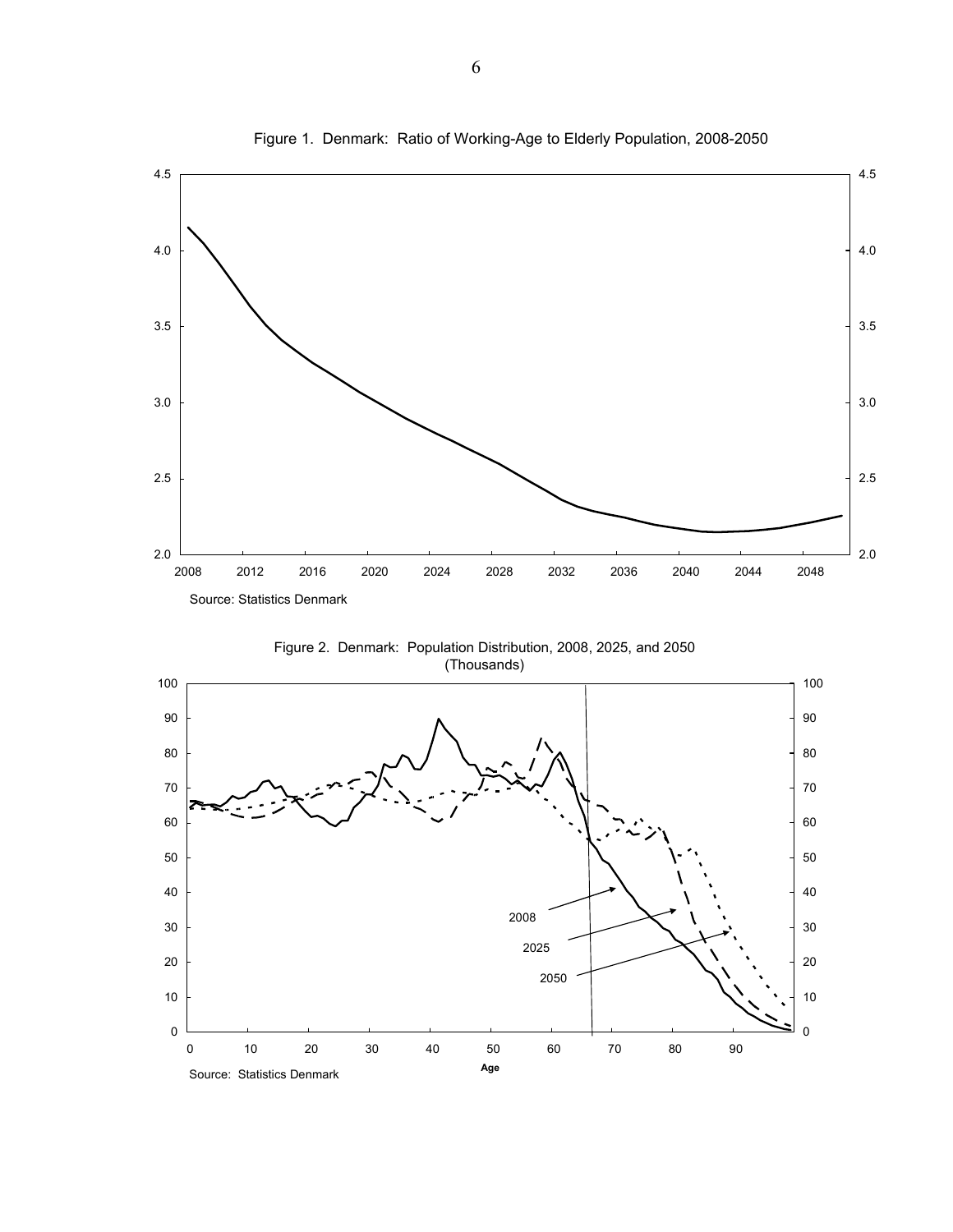Figure 1. Denmark: Ratio of Working-Age to Elderly Population, 2008-2050

Source: Statistics Denmark

Figure 2. Denmark: Population Distribution, 2008, 2025, and 2050 (Thousands)

Source: Statistics Denmark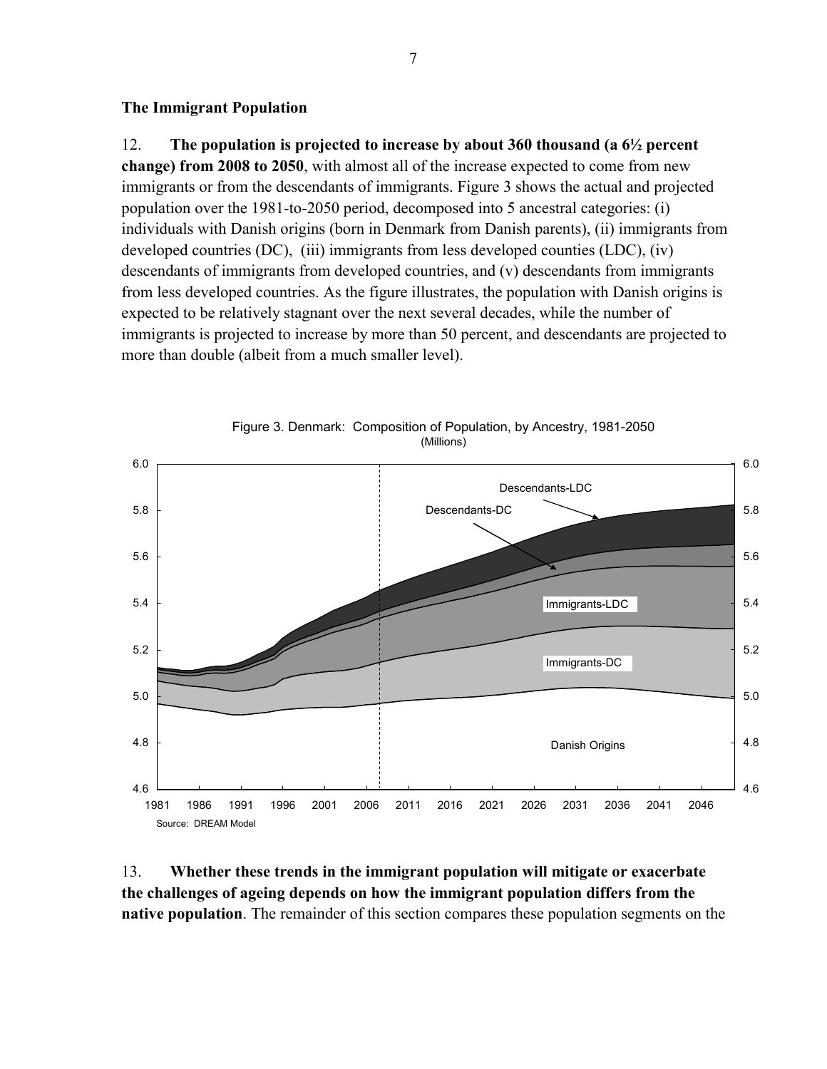### The Immigrant Population

12. **The population is projected to increase by about 360 thousand (a 6½ percent change) from 2008 to 2050**, with almost all of the increase expected to come from new immigrants or from the descendants of immigrants. Figure 3 shows the actual and projected population over the 1981-to-2050 period, decomposed into 5 ancestral categories: (i) individuals with Danish origins (born in Denmark from Danish parents), (ii) immigrants from developed countries (DC), (iii) immigrants from less developed counties (LDC), (iv) descendants of immigrants from developed countries, and (v) descendants from immigrants from less developed countries. As the figure illustrates, the population with Danish origins is expected to be relatively stagnant over the next several decades, while the number of immigrants is projected to increase by more than 50 percent, and descendants are projected to more than double (albeit from a much smaller level).

Figure 3. Denmark: Composition of Population, by Ancestry, 1981-2050
(Millions)

Source: DREAM Model

13. **Whether these trends in the immigrant population will mitigate or exacerbate the challenges of ageing depends on how the immigrant population differs from the native population**. The remainder of this section compares these population segments on the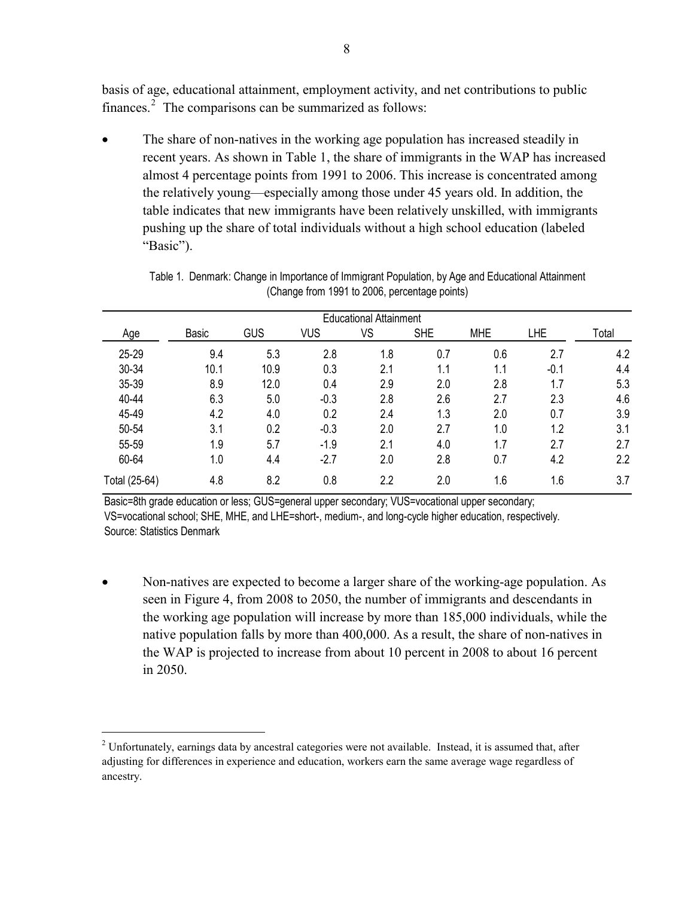basis of age, educational attainment, employment activity, and net contributions to public finances.[2] The comparisons can be summarized as follows:

- The share of non-natives in the working age population has increased steadily in recent years. As shown in Table 1, the share of immigrants in the WAP has increased almost 4 percentage points from 1991 to 2006. This increase is concentrated among the relatively young—especially among those under 45 years old. In addition, the table indicates that new immigrants have been relatively unskilled, with immigrants pushing up the share of total individuals without a high school education (labeled "Basic").

Table 1. Denmark: Change in Importance of Immigrant Population, by Age and Educational Attainment (Change from 1991 to 2006, percentage points)

| | Educational Attainment | | | | | | | |
|---|---|---|---|---|---|---|---|---|
| Age | Basic | GUS | VUS | VS | SHE | MHE | LHE | Total |
| 25-29 | 9.4 | 5.3 | 2.8 | 1.8 | 0.7 | 0.6 | 2.7 | 4.2 |
| 30-34 | 10.1 | 10.9 | 0.3 | 2.1 | 1.1 | 1.1 | -0.1 | 4.4 |
| 35-39 | 8.9 | 12.0 | 0.4 | 2.9 | 2.0 | 2.8 | 1.7 | 5.3 |
| 40-44 | 6.3 | 5.0 | -0.3 | 2.8 | 2.6 | 2.7 | 2.3 | 4.6 |
| 45-49 | 4.2 | 4.0 | 0.2 | 2.4 | 1.3 | 2.0 | 0.7 | 3.9 |
| 50-54 | 3.1 | 0.2 | -0.3 | 2.0 | 2.7 | 1.0 | 1.2 | 3.1 |
| 55-59 | 1.9 | 5.7 | -1.9 | 2.1 | 4.0 | 1.7 | 2.7 | 2.7 |
| 60-64 | 1.0 | 4.4 | -2.7 | 2.0 | 2.8 | 0.7 | 4.2 | 2.2 |
| Total (25-64) | 4.8 | 8.2 | 0.8 | 2.2 | 2.0 | 1.6 | 1.6 | 3.7 |

Basic=8th grade education or less; GUS=general upper secondary; VUS=vocational upper secondary; VS=vocational school; SHE, MHE, and LHE=short-, medium-, and long-cycle higher education, respectively.
Source: Statistics Denmark

- Non-natives are expected to become a larger share of the working-age population. As seen in Figure 4, from 2008 to 2050, the number of immigrants and descendants in the working age population will increase by more than 185,000 individuals, while the native population falls by more than 400,000. As a result, the share of non-natives in the WAP is projected to increase from about 10 percent in 2008 to about 16 percent in 2050.

[2] Unfortunately, earnings data by ancestral categories were not available. Instead, it is assumed that, after adjusting for differences in experience and education, workers earn the same average wage regardless of ancestry.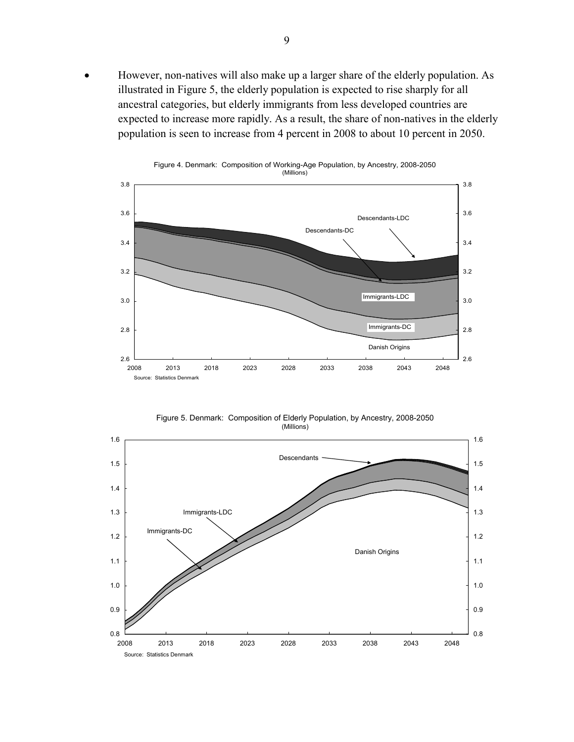- However, non-natives will also make up a larger share of the elderly population. As illustrated in Figure 5, the elderly population is expected to rise sharply for all ancestral categories, but elderly immigrants from less developed countries are expected to increase more rapidly. As a result, the share of non-natives in the elderly population is seen to increase from 4 percent in 2008 to about 10 percent in 2050.

Figure 4. Denmark: Composition of Working-Age Population, by Ancestry, 2008-2050 (Millions)

Source: Statistics Denmark

Figure 5. Denmark: Composition of Elderly Population, by Ancestry, 2008-2050 (Millions)

Source: Statistics Denmark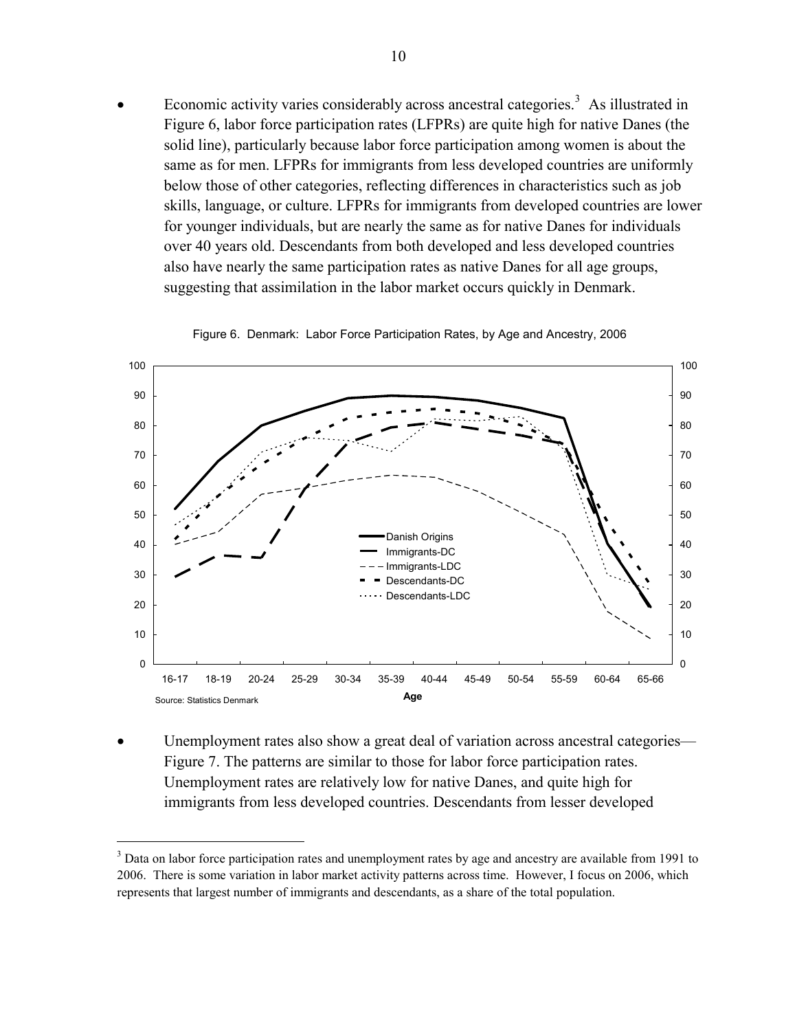- Economic activity varies considerably across ancestral categories.[3] As illustrated in Figure 6, labor force participation rates (LFPRs) are quite high for native Danes (the solid line), particularly because labor force participation among women is about the same as for men. LFPRs for immigrants from less developed countries are uniformly below those of other categories, reflecting differences in characteristics such as job skills, language, or culture. LFPRs for immigrants from developed countries are lower for younger individuals, but are nearly the same as for native Danes for individuals over 40 years old. Descendants from both developed and less developed countries also have nearly the same participation rates as native Danes for all age groups, suggesting that assimilation in the labor market occurs quickly in Denmark.

Figure 6. Denmark: Labor Force Participation Rates, by Age and Ancestry, 2006

Source: Statistics Denmark

- Unemployment rates also show a great deal of variation across ancestral categories—Figure 7. The patterns are similar to those for labor force participation rates. Unemployment rates are relatively low for native Danes, and quite high for immigrants from less developed countries. Descendants from lesser developed

---

[3] Data on labor force participation rates and unemployment rates by age and ancestry are available from 1991 to 2006. There is some variation in labor market activity patterns across time. However, I focus on 2006, which represents that largest number of immigrants and descendants, as a share of the total population.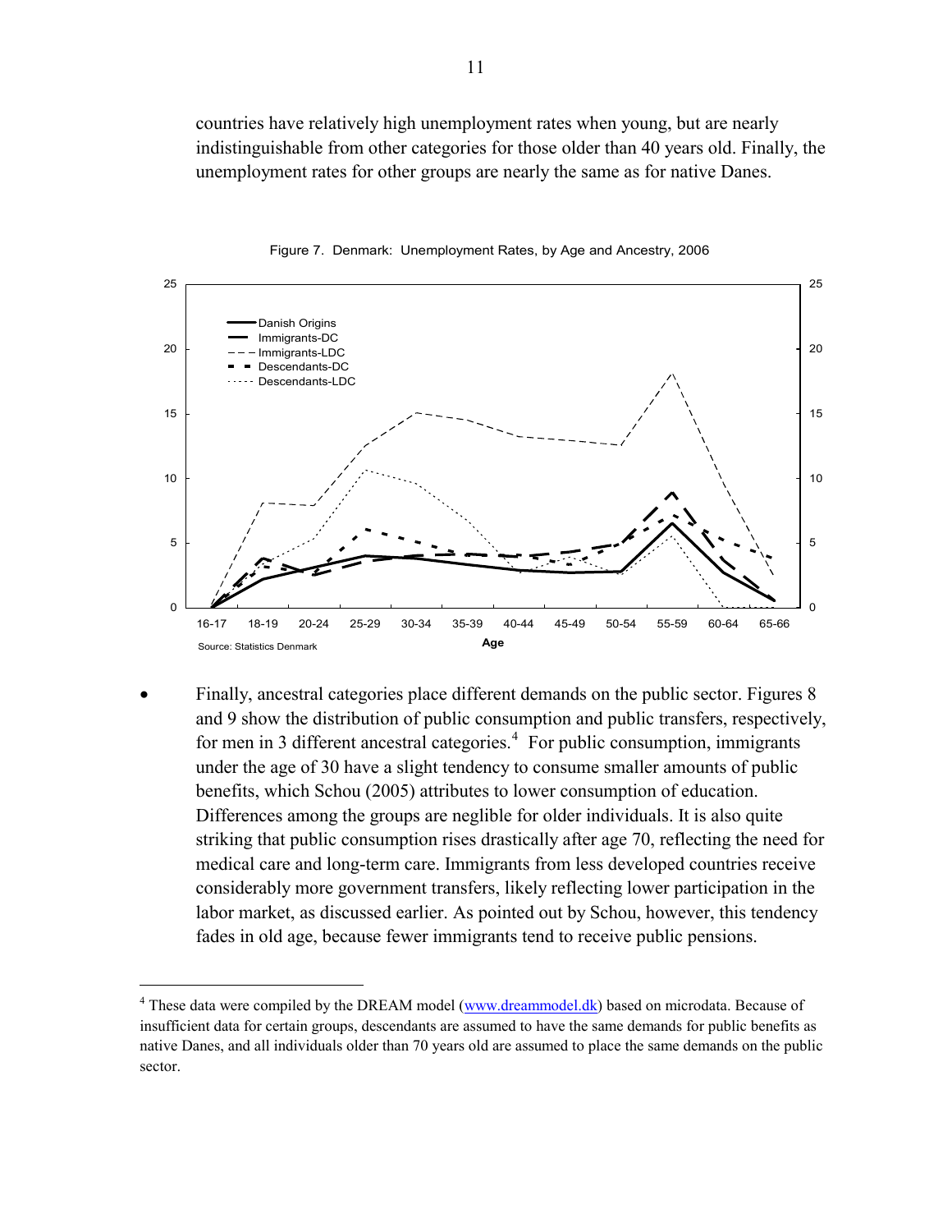countries have relatively high unemployment rates when young, but are nearly indistinguishable from other categories for those older than 40 years old. Finally, the unemployment rates for other groups are nearly the same as for native Danes.

Figure 7. Denmark: Unemployment Rates, by Age and Ancestry, 2006

Source: Statistics Denmark

- Finally, ancestral categories place different demands on the public sector. Figures 8 and 9 show the distribution of public consumption and public transfers, respectively, for men in 3 different ancestral categories.[4] For public consumption, immigrants under the age of 30 have a slight tendency to consume smaller amounts of public benefits, which Schou (2005) attributes to lower consumption of education. Differences among the groups are neglible for older individuals. It is also quite striking that public consumption rises drastically after age 70, reflecting the need for medical care and long-term care. Immigrants from less developed countries receive considerably more government transfers, likely reflecting lower participation in the labor market, as discussed earlier. As pointed out by Schou, however, this tendency fades in old age, because fewer immigrants tend to receive public pensions.

---

[4] These data were compiled by the DREAM model (www.dreammodel.dk) based on microdata. Because of insufficient data for certain groups, descendants are assumed to have the same demands for public benefits as native Danes, and all individuals older than 70 years old are assumed to place the same demands on the public sector.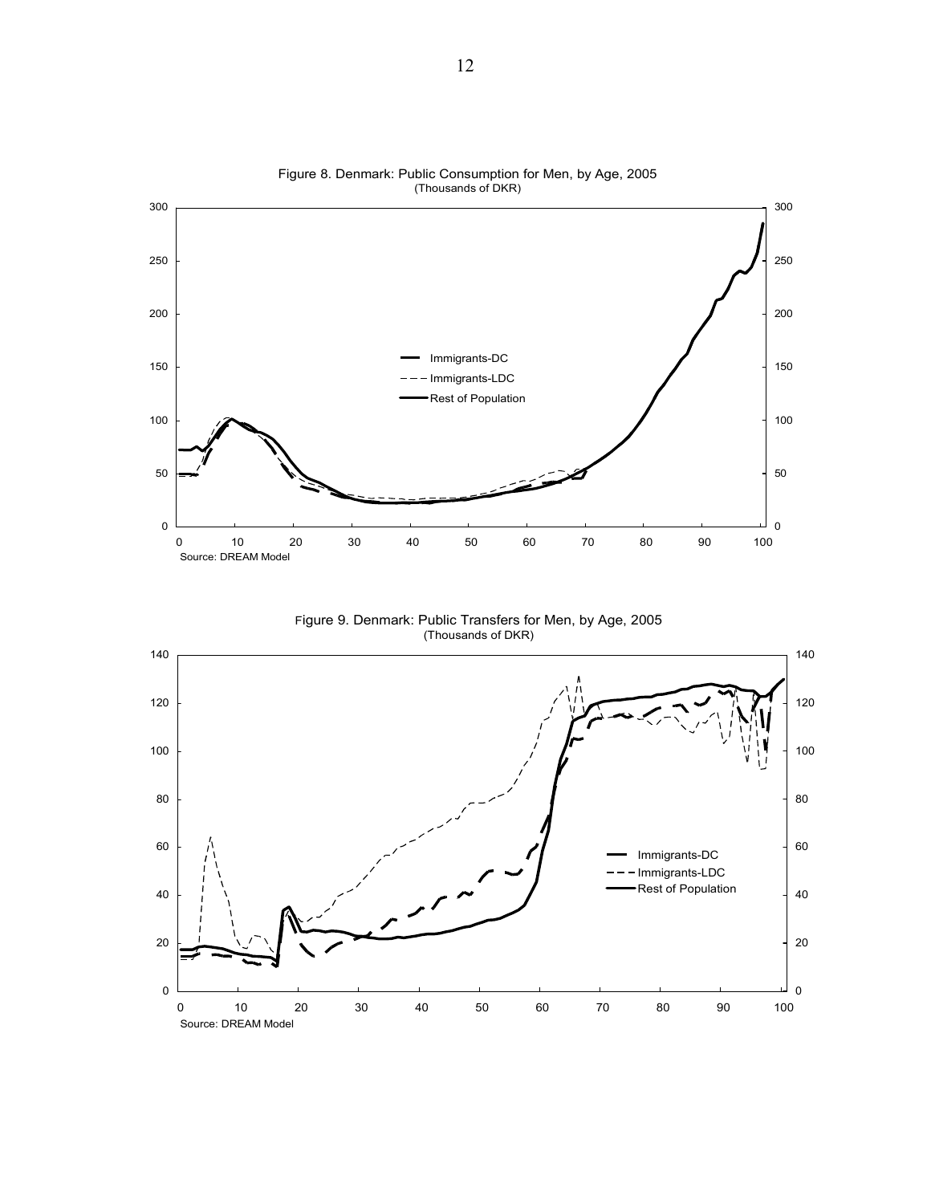Figure 8. Denmark: Public Consumption for Men, by Age, 2005
(Thousands of DKR)

Source: DREAM Model

Figure 9. Denmark: Public Transfers for Men, by Age, 2005
(Thousands of DKR)

Source: DREAM Model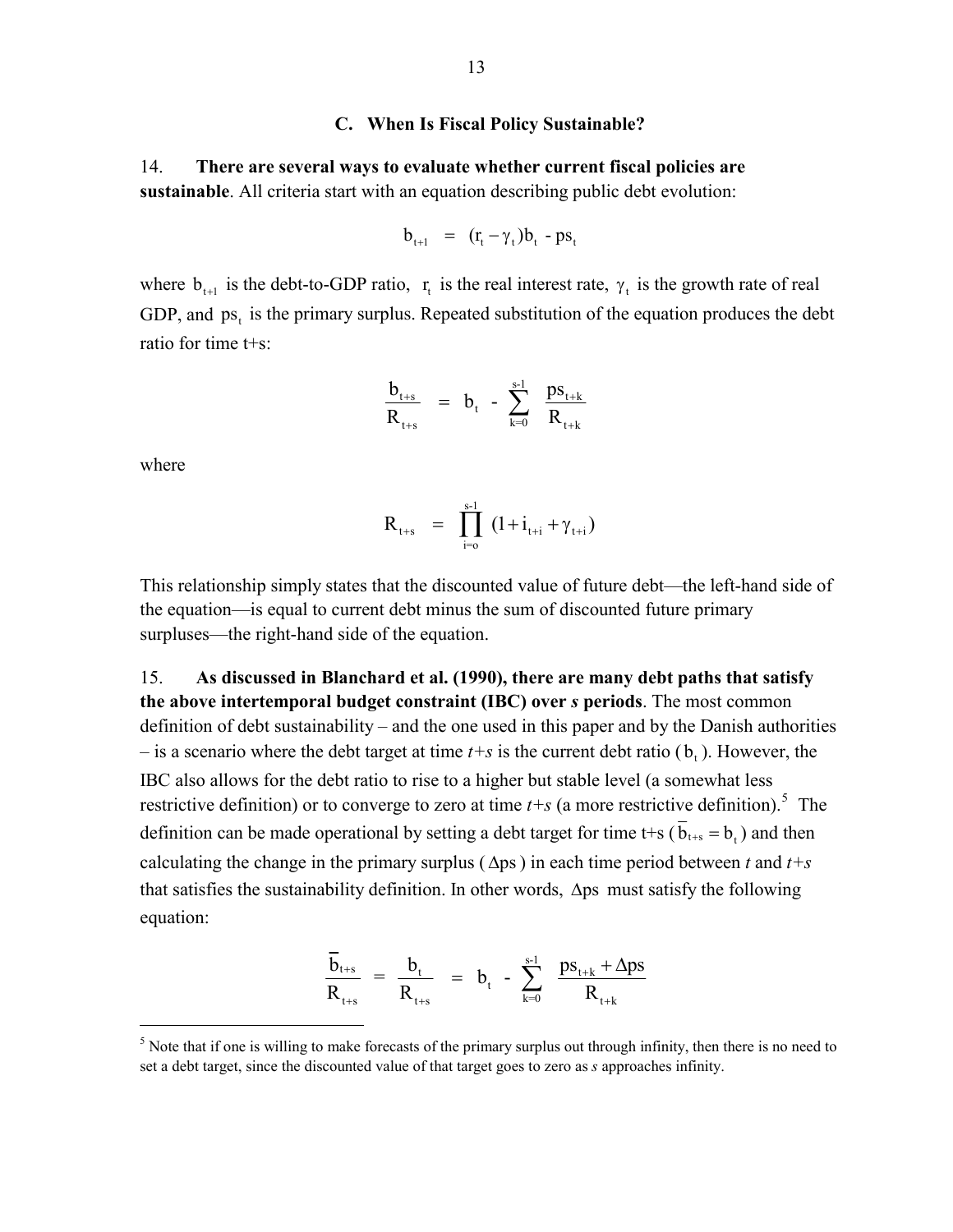### C. When Is Fiscal Policy Sustainable?

14. **There are several ways to evaluate whether current fiscal policies are sustainable**. All criteria start with an equation describing public debt evolution:

$$b_{t+1} = (r_t - \gamma_t)b_t - ps_t$$

where $b_{t+1}$ is the debt-to-GDP ratio, $r_t$ is the real interest rate, $\gamma_t$ is the growth rate of real GDP, and $ps_t$ is the primary surplus. Repeated substitution of the equation produces the debt ratio for time t+s:

$$\frac{b_{t+s}}{R_{t+s}} = b_t - \sum_{k=0}^{s-1} \frac{ps_{t+k}}{R_{t+k}}$$

where

$$R_{t+s} = \prod_{i=o}^{s-1} (1 + i_{t+i} + \gamma_{t+i})$$

This relationship simply states that the discounted value of future debt—the left-hand side of the equation—is equal to current debt minus the sum of discounted future primary surpluses—the right-hand side of the equation.

15. **As discussed in Blanchard et al. (1990), there are many debt paths that satisfy the above intertemporal budget constraint (IBC) over *s* periods**. The most common definition of debt sustainability – and the one used in this paper and by the Danish authorities – is a scenario where the debt target at time *t+s* is the current debt ratio ($b_t$). However, the IBC also allows for the debt ratio to rise to a higher but stable level (a somewhat less restrictive definition) or to converge to zero at time *t+s* (a more restrictive definition).[5] The definition can be made operational by setting a debt target for time t+s ($\overline{b}_{t+s} = b_t$) and then calculating the change in the primary surplus ($\Delta ps$) in each time period between *t* and *t+s* that satisfies the sustainability definition. In other words, $\Delta ps$ must satisfy the following equation:

$$\frac{\overline{b}_{t+s}}{R_{t+s}} = \frac{b_t}{R_{t+s}} = b_t - \sum_{k=0}^{s-1} \frac{ps_{t+k} + \Delta ps}{R_{t+k}}$$

[5] Note that if one is willing to make forecasts of the primary surplus out through infinity, then there is no need to set a debt target, since the discounted value of that target goes to zero as *s* approaches infinity.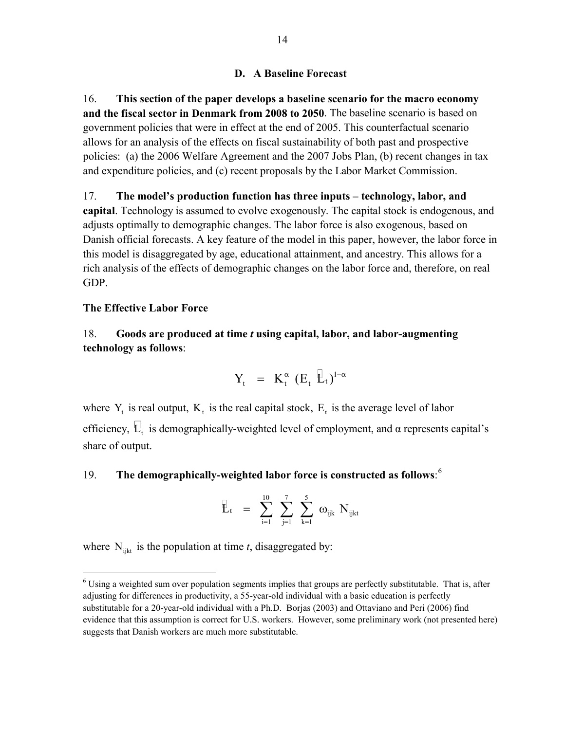### D. A Baseline Forecast

16. **This section of the paper develops a baseline scenario for the macro economy and the fiscal sector in Denmark from 2008 to 2050**. The baseline scenario is based on government policies that were in effect at the end of 2005. This counterfactual scenario allows for an analysis of the effects on fiscal sustainability of both past and prospective policies: (a) the 2006 Welfare Agreement and the 2007 Jobs Plan, (b) recent changes in tax and expenditure policies, and (c) recent proposals by the Labor Market Commission.

17. **The model's production function has three inputs – technology, labor, and capital**. Technology is assumed to evolve exogenously. The capital stock is endogenous, and adjusts optimally to demographic changes. The labor force is also exogenous, based on Danish official forecasts. A key feature of the model in this paper, however, the labor force in this model is disaggregated by age, educational attainment, and ancestry. This allows for a rich analysis of the effects of demographic changes on the labor force and, therefore, on real GDP.

**The Effective Labor Force**

18. **Goods are produced at time *t* using capital, labor, and labor-augmenting technology as follows**:

$$Y_t = K_t^{\alpha} \, (E_t \, \tilde{L}_t)^{1-\alpha}$$

where $Y_t$ is real output, $K_t$ is the real capital stock, $E_t$ is the average level of labor efficiency, $\tilde{L}_t$ is demographically-weighted level of employment, and α represents capital's share of output.

19. **The demographically-weighted labor force is constructed as follows**:[6]

$$\tilde{L}_t = \sum_{i=1}^{10} \sum_{j=1}^{7} \sum_{k=1}^{5} \omega_{ijk} \, N_{ijkt}$$

where $N_{ijkt}$ is the population at time *t*, disaggregated by:

[6] Using a weighted sum over population segments implies that groups are perfectly substitutable. That is, after adjusting for differences in productivity, a 55-year-old individual with a basic education is perfectly substitutable for a 20-year-old individual with a Ph.D. Borjas (2003) and Ottaviano and Peri (2006) find evidence that this assumption is correct for U.S. workers. However, some preliminary work (not presented here) suggests that Danish workers are much more substitutable.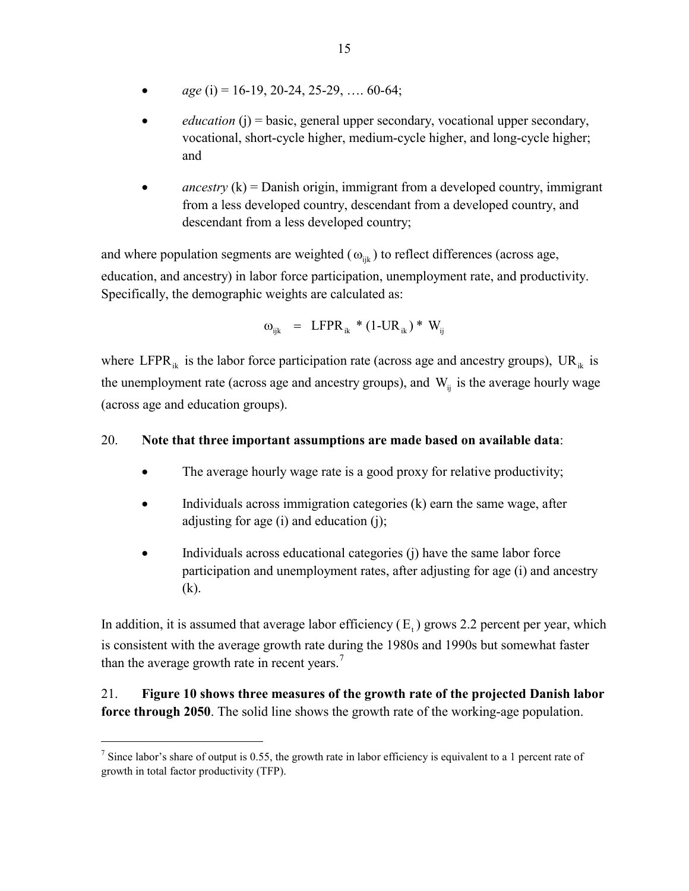- *age* (i) = 16-19, 20-24, 25-29, …. 60-64;
- *education* (j) = basic, general upper secondary, vocational upper secondary, vocational, short-cycle higher, medium-cycle higher, and long-cycle higher; and
- *ancestry* (k) = Danish origin, immigrant from a developed country, immigrant from a less developed country, descendant from a developed country, and descendant from a less developed country;

and where population segments are weighted ($\omega_{ijk}$) to reflect differences (across age, education, and ancestry) in labor force participation, unemployment rate, and productivity. Specifically, the demographic weights are calculated as:

$$\omega_{ijk} = LFPR_{ik} * (1 - UR_{ik}) * W_{ij}$$

where $LFPR_{ik}$ is the labor force participation rate (across age and ancestry groups), $UR_{ik}$ is the unemployment rate (across age and ancestry groups), and $W_{ij}$ is the average hourly wage (across age and education groups).

20. **Note that three important assumptions are made based on available data**:

- The average hourly wage rate is a good proxy for relative productivity;
- Individuals across immigration categories (k) earn the same wage, after adjusting for age (i) and education (j);
- Individuals across educational categories (j) have the same labor force participation and unemployment rates, after adjusting for age (i) and ancestry (k).

In addition, it is assumed that average labor efficiency ($E_t$) grows 2.2 percent per year, which is consistent with the average growth rate during the 1980s and 1990s but somewhat faster than the average growth rate in recent years.[7]

21. **Figure 10 shows three measures of the growth rate of the projected Danish labor force through 2050**. The solid line shows the growth rate of the working-age population.

---

[7] Since labor's share of output is 0.55, the growth rate in labor efficiency is equivalent to a 1 percent rate of growth in total factor productivity (TFP).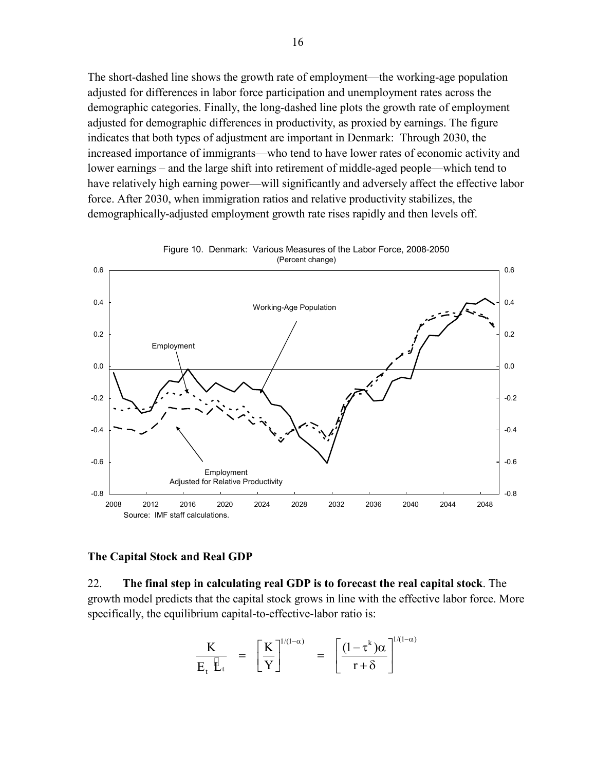The short-dashed line shows the growth rate of employment—the working-age population adjusted for differences in labor force participation and unemployment rates across the demographic categories. Finally, the long-dashed line plots the growth rate of employment adjusted for demographic differences in productivity, as proxied by earnings. The figure indicates that both types of adjustment are important in Denmark: Through 2030, the increased importance of immigrants—who tend to have lower rates of economic activity and lower earnings – and the large shift into retirement of middle-aged people—which tend to have relatively high earning power—will significantly and adversely affect the effective labor force. After 2030, when immigration ratios and relative productivity stabilizes, the demographically-adjusted employment growth rate rises rapidly and then levels off.

Figure 10. Denmark: Various Measures of the Labor Force, 2008-2050
(Percent change)

Source: IMF staff calculations.

### The Capital Stock and Real GDP

22. **The final step in calculating real GDP is to forecast the real capital stock**. The growth model predicts that the capital stock grows in line with the effective labor force. More specifically, the equilibrium capital-to-effective-labor ratio is:

$$\frac{K}{E_t \, L_t} = \left[\frac{K}{Y}\right]^{1/(1-\alpha)} = \left[\frac{(1-\tau^k)\alpha}{r+\delta}\right]^{1/(1-\alpha)}$$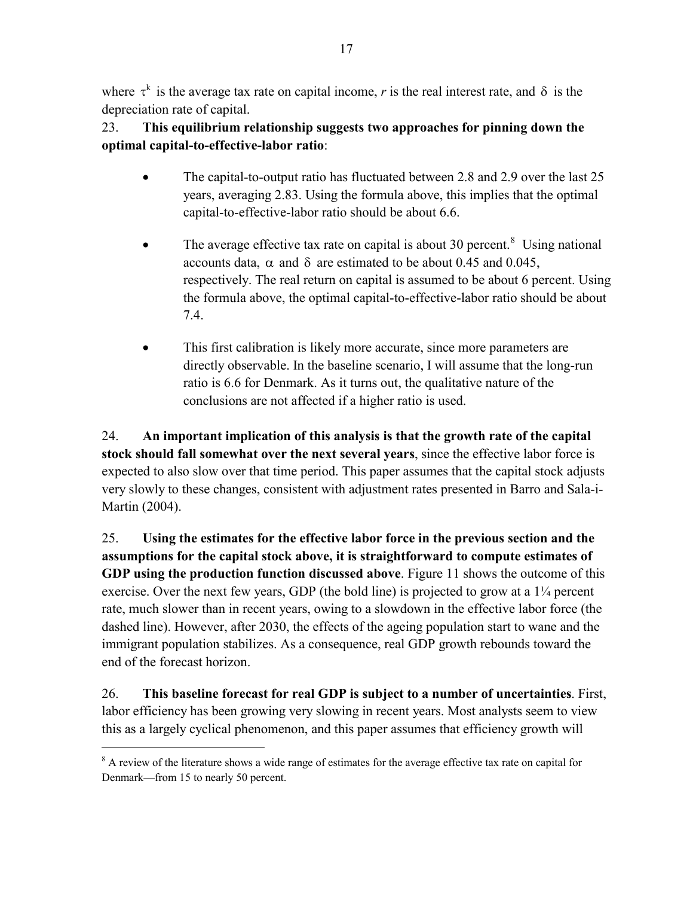where $\tau^k$ is the average tax rate on capital income, *r* is the real interest rate, and $\delta$ is the depreciation rate of capital.

23. **This equilibrium relationship suggests two approaches for pinning down the optimal capital-to-effective-labor ratio**:

- The capital-to-output ratio has fluctuated between 2.8 and 2.9 over the last 25 years, averaging 2.83. Using the formula above, this implies that the optimal capital-to-effective-labor ratio should be about 6.6.

- The average effective tax rate on capital is about 30 percent.[8] Using national accounts data, $\alpha$ and $\delta$ are estimated to be about 0.45 and 0.045, respectively. The real return on capital is assumed to be about 6 percent. Using the formula above, the optimal capital-to-effective-labor ratio should be about 7.4.

- This first calibration is likely more accurate, since more parameters are directly observable. In the baseline scenario, I will assume that the long-run ratio is 6.6 for Denmark. As it turns out, the qualitative nature of the conclusions are not affected if a higher ratio is used.

24. **An important implication of this analysis is that the growth rate of the capital stock should fall somewhat over the next several years**, since the effective labor force is expected to also slow over that time period. This paper assumes that the capital stock adjusts very slowly to these changes, consistent with adjustment rates presented in Barro and Sala-i-Martin (2004).

25. **Using the estimates for the effective labor force in the previous section and the assumptions for the capital stock above, it is straightforward to compute estimates of GDP using the production function discussed above**. Figure 11 shows the outcome of this exercise. Over the next few years, GDP (the bold line) is projected to grow at a 1¼ percent rate, much slower than in recent years, owing to a slowdown in the effective labor force (the dashed line). However, after 2030, the effects of the ageing population start to wane and the immigrant population stabilizes. As a consequence, real GDP growth rebounds toward the end of the forecast horizon.

26. **This baseline forecast for real GDP is subject to a number of uncertainties**. First, labor efficiency has been growing very slowing in recent years. Most analysts seem to view this as a largely cyclical phenomenon, and this paper assumes that efficiency growth will

[8] A review of the literature shows a wide range of estimates for the average effective tax rate on capital for Denmark—from 15 to nearly 50 percent.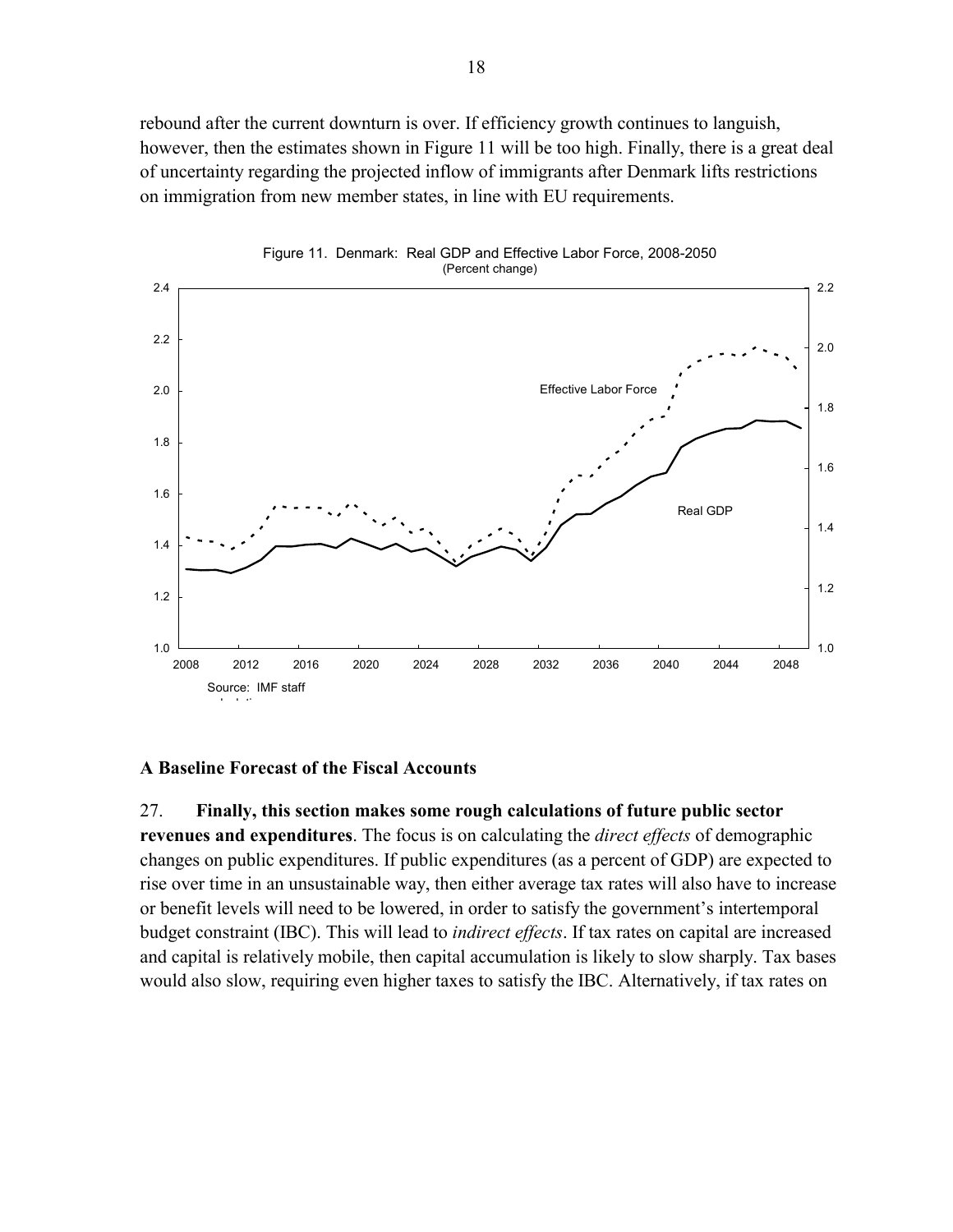rebound after the current downturn is over. If efficiency growth continues to languish, however, then the estimates shown in Figure 11 will be too high. Finally, there is a great deal of uncertainty regarding the projected inflow of immigrants after Denmark lifts restrictions on immigration from new member states, in line with EU requirements.

Figure 11. Denmark: Real GDP and Effective Labor Force, 2008-2050
(Percent change)

Source: IMF staff calculations.

### A Baseline Forecast of the Fiscal Accounts

27. **Finally, this section makes some rough calculations of future public sector revenues and expenditures**. The focus is on calculating the *direct effects* of demographic changes on public expenditures. If public expenditures (as a percent of GDP) are expected to rise over time in an unsustainable way, then either average tax rates will also have to increase or benefit levels will need to be lowered, in order to satisfy the government's intertemporal budget constraint (IBC). This will lead to *indirect effects*. If tax rates on capital are increased and capital is relatively mobile, then capital accumulation is likely to slow sharply. Tax bases would also slow, requiring even higher taxes to satisfy the IBC. Alternatively, if tax rates on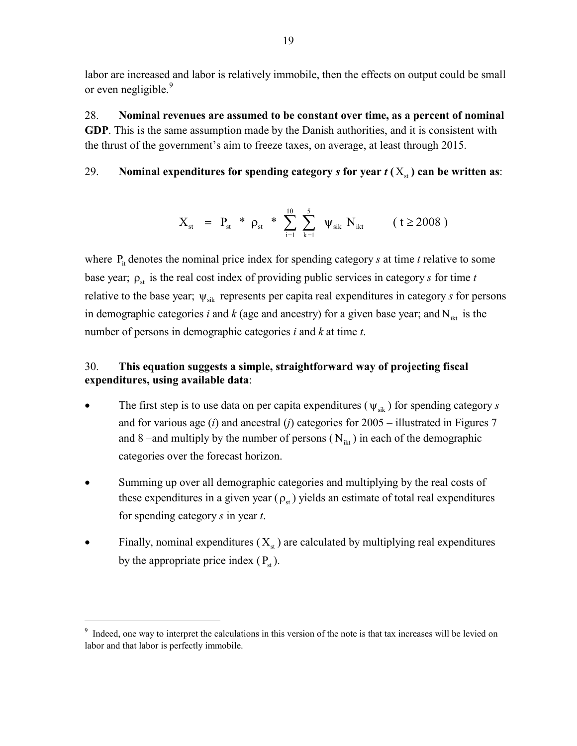labor are increased and labor is relatively immobile, then the effects on output could be small or even negligible.[9]

28. **Nominal revenues are assumed to be constant over time, as a percent of nominal GDP**. This is the same assumption made by the Danish authorities, and it is consistent with the thrust of the government's aim to freeze taxes, on average, at least through 2015.

29. **Nominal expenditures for spending category *s* for year *t* ($X_{st}$) can be written as**:

$$X_{st} = P_{st} * \rho_{st} * \sum_{i=1}^{10} \sum_{k=1}^{5} \psi_{sik} N_{ikt} \qquad (t \geq 2008)$$

where $P_{it}$ denotes the nominal price index for spending category *s* at time *t* relative to some base year; $\rho_{st}$ is the real cost index of providing public services in category *s* for time *t* relative to the base year; $\psi_{sik}$ represents per capita real expenditures in category *s* for persons in demographic categories *i* and *k* (age and ancestry) for a given base year; and $N_{ikt}$ is the number of persons in demographic categories *i* and *k* at time *t*.

30. **This equation suggests a simple, straightforward way of projecting fiscal expenditures, using available data**:

- The first step is to use data on per capita expenditures ($\psi_{sik}$) for spending category *s* and for various age (*i*) and ancestral (*j*) categories for 2005 – illustrated in Figures 7 and 8 –and multiply by the number of persons ($N_{ikt}$) in each of the demographic categories over the forecast horizon.
- Summing up over all demographic categories and multiplying by the real costs of these expenditures in a given year ($\rho_{st}$) yields an estimate of total real expenditures for spending category *s* in year *t*.
- Finally, nominal expenditures ($X_{st}$) are calculated by multiplying real expenditures by the appropriate price index ($P_{st}$).

[9] Indeed, one way to interpret the calculations in this version of the note is that tax increases will be levied on labor and that labor is perfectly immobile.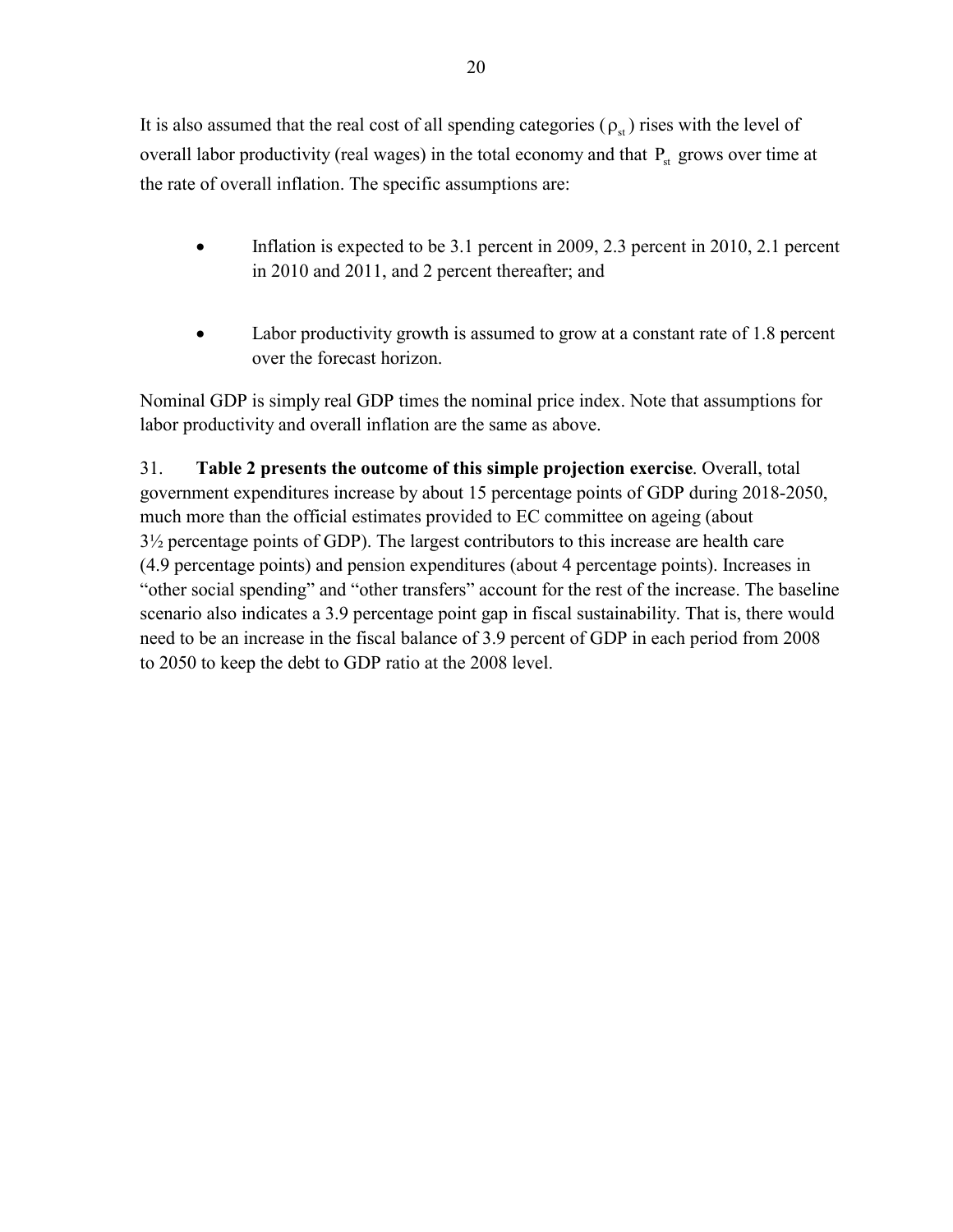It is also assumed that the real cost of all spending categories ($\rho_{st}$) rises with the level of overall labor productivity (real wages) in the total economy and that $P_{st}$ grows over time at the rate of overall inflation. The specific assumptions are:

- Inflation is expected to be 3.1 percent in 2009, 2.3 percent in 2010, 2.1 percent in 2010 and 2011, and 2 percent thereafter; and
- Labor productivity growth is assumed to grow at a constant rate of 1.8 percent over the forecast horizon.

Nominal GDP is simply real GDP times the nominal price index. Note that assumptions for labor productivity and overall inflation are the same as above.

31. **Table 2 presents the outcome of this simple projection exercise**. Overall, total government expenditures increase by about 15 percentage points of GDP during 2018-2050, much more than the official estimates provided to EC committee on ageing (about 3½ percentage points of GDP). The largest contributors to this increase are health care (4.9 percentage points) and pension expenditures (about 4 percentage points). Increases in "other social spending" and "other transfers" account for the rest of the increase. The baseline scenario also indicates a 3.9 percentage point gap in fiscal sustainability. That is, there would need to be an increase in the fiscal balance of 3.9 percent of GDP in each period from 2008 to 2050 to keep the debt to GDP ratio at the 2008 level.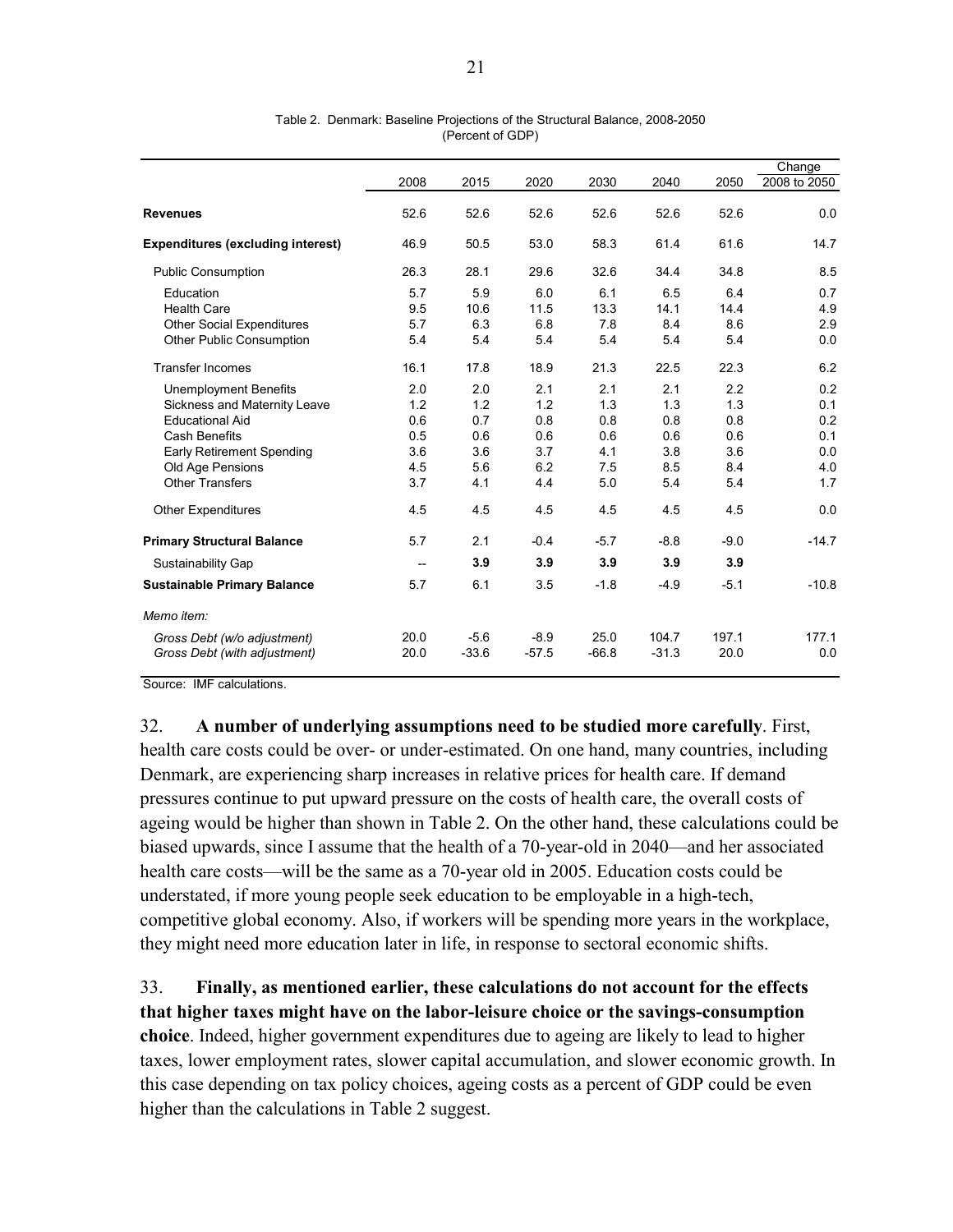Table 2. Denmark: Baseline Projections of the Structural Balance, 2008-2050
(Percent of GDP)

| | 2008 | 2015 | 2020 | 2030 | 2040 | 2050 | Change 2008 to 2050 |
|---|---|---|---|---|---|---|---|
| **Revenues** | 52.6 | 52.6 | 52.6 | 52.6 | 52.6 | 52.6 | 0.0 |
| **Expenditures (excluding interest)** | 46.9 | 50.5 | 53.0 | 58.3 | 61.4 | 61.6 | 14.7 |
| Public Consumption | 26.3 | 28.1 | 29.6 | 32.6 | 34.4 | 34.8 | 8.5 |
| Education | 5.7 | 5.9 | 6.0 | 6.1 | 6.5 | 6.4 | 0.7 |
| Health Care | 9.5 | 10.6 | 11.5 | 13.3 | 14.1 | 14.4 | 4.9 |
| Other Social Expenditures | 5.7 | 6.3 | 6.8 | 7.8 | 8.4 | 8.6 | 2.9 |
| Other Public Consumption | 5.4 | 5.4 | 5.4 | 5.4 | 5.4 | 5.4 | 0.0 |
| Transfer Incomes | 16.1 | 17.8 | 18.9 | 21.3 | 22.5 | 22.3 | 6.2 |
| Unemployment Benefits | 2.0 | 2.0 | 2.1 | 2.1 | 2.1 | 2.2 | 0.2 |
| Sickness and Maternity Leave | 1.2 | 1.2 | 1.2 | 1.3 | 1.3 | 1.3 | 0.1 |
| Educational Aid | 0.6 | 0.7 | 0.8 | 0.8 | 0.8 | 0.8 | 0.2 |
| Cash Benefits | 0.5 | 0.6 | 0.6 | 0.6 | 0.6 | 0.6 | 0.1 |
| Early Retirement Spending | 3.6 | 3.6 | 3.7 | 4.1 | 3.8 | 3.6 | 0.0 |
| Old Age Pensions | 4.5 | 5.6 | 6.2 | 7.5 | 8.5 | 8.4 | 4.0 |
| Other Transfers | 3.7 | 4.1 | 4.4 | 5.0 | 5.4 | 5.4 | 1.7 |
| Other Expenditures | 4.5 | 4.5 | 4.5 | 4.5 | 4.5 | 4.5 | 0.0 |
| **Primary Structural Balance** | 5.7 | 2.1 | -0.4 | -5.7 | -8.8 | -9.0 | -14.7 |
| Sustainability Gap | -- | **3.9** | **3.9** | **3.9** | **3.9** | **3.9** | |
| **Sustainable Primary Balance** | 5.7 | 6.1 | 3.5 | -1.8 | -4.9 | -5.1 | -10.8 |
| *Memo item:* | | | | | | | |
| *Gross Debt (w/o adjustment)* | 20.0 | -5.6 | -8.9 | 25.0 | 104.7 | 197.1 | 177.1 |
| *Gross Debt (with adjustment)* | 20.0 | -33.6 | -57.5 | -66.8 | -31.3 | 20.0 | 0.0 |

Source: IMF calculations.

32. **A number of underlying assumptions need to be studied more carefully**. First, health care costs could be over- or under-estimated. On one hand, many countries, including Denmark, are experiencing sharp increases in relative prices for health care. If demand pressures continue to put upward pressure on the costs of health care, the overall costs of ageing would be higher than shown in Table 2. On the other hand, these calculations could be biased upwards, since I assume that the health of a 70-year-old in 2040—and her associated health care costs—will be the same as a 70-year old in 2005. Education costs could be understated, if more young people seek education to be employable in a high-tech, competitive global economy. Also, if workers will be spending more years in the workplace, they might need more education later in life, in response to sectoral economic shifts.

33. **Finally, as mentioned earlier, these calculations do not account for the effects that higher taxes might have on the labor-leisure choice or the savings-consumption choice**. Indeed, higher government expenditures due to ageing are likely to lead to higher taxes, lower employment rates, slower capital accumulation, and slower economic growth. In this case depending on tax policy choices, ageing costs as a percent of GDP could be even higher than the calculations in Table 2 suggest.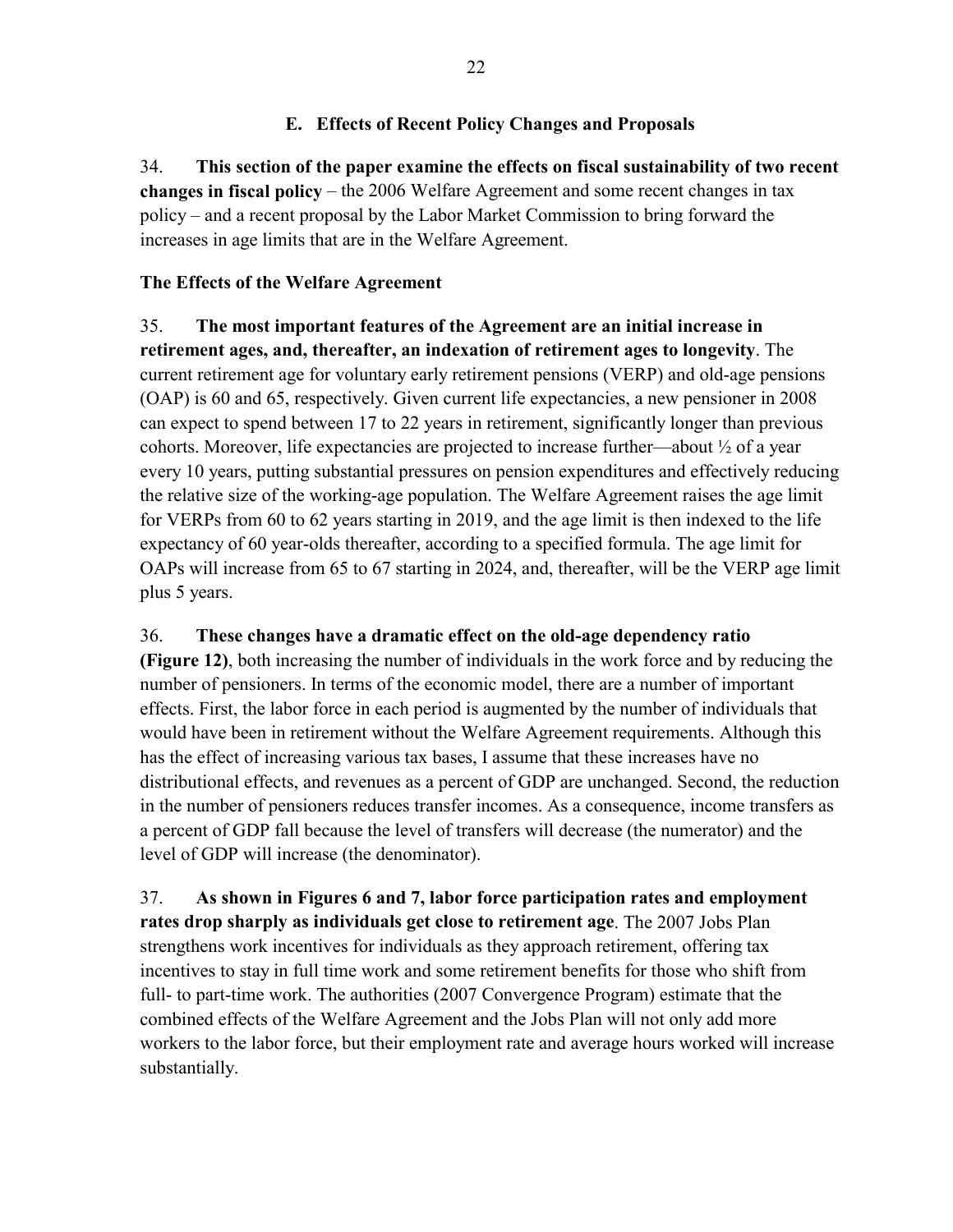### E. Effects of Recent Policy Changes and Proposals

34. **This section of the paper examine the effects on fiscal sustainability of two recent changes in fiscal policy** – the 2006 Welfare Agreement and some recent changes in tax policy – and a recent proposal by the Labor Market Commission to bring forward the increases in age limits that are in the Welfare Agreement.

**The Effects of the Welfare Agreement**

35. **The most important features of the Agreement are an initial increase in retirement ages, and, thereafter, an indexation of retirement ages to longevity**. The current retirement age for voluntary early retirement pensions (VERP) and old-age pensions (OAP) is 60 and 65, respectively. Given current life expectancies, a new pensioner in 2008 can expect to spend between 17 to 22 years in retirement, significantly longer than previous cohorts. Moreover, life expectancies are projected to increase further—about ½ of a year every 10 years, putting substantial pressures on pension expenditures and effectively reducing the relative size of the working-age population. The Welfare Agreement raises the age limit for VERPs from 60 to 62 years starting in 2019, and the age limit is then indexed to the life expectancy of 60 year-olds thereafter, according to a specified formula. The age limit for OAPs will increase from 65 to 67 starting in 2024, and, thereafter, will be the VERP age limit plus 5 years.

36. **These changes have a dramatic effect on the old-age dependency ratio (Figure 12)**, both increasing the number of individuals in the work force and by reducing the number of pensioners. In terms of the economic model, there are a number of important effects. First, the labor force in each period is augmented by the number of individuals that would have been in retirement without the Welfare Agreement requirements. Although this has the effect of increasing various tax bases, I assume that these increases have no distributional effects, and revenues as a percent of GDP are unchanged. Second, the reduction in the number of pensioners reduces transfer incomes. As a consequence, income transfers as a percent of GDP fall because the level of transfers will decrease (the numerator) and the level of GDP will increase (the denominator).

37. **As shown in Figures 6 and 7, labor force participation rates and employment rates drop sharply as individuals get close to retirement age**. The 2007 Jobs Plan strengthens work incentives for individuals as they approach retirement, offering tax incentives to stay in full time work and some retirement benefits for those who shift from full- to part-time work. The authorities (2007 Convergence Program) estimate that the combined effects of the Welfare Agreement and the Jobs Plan will not only add more workers to the labor force, but their employment rate and average hours worked will increase substantially.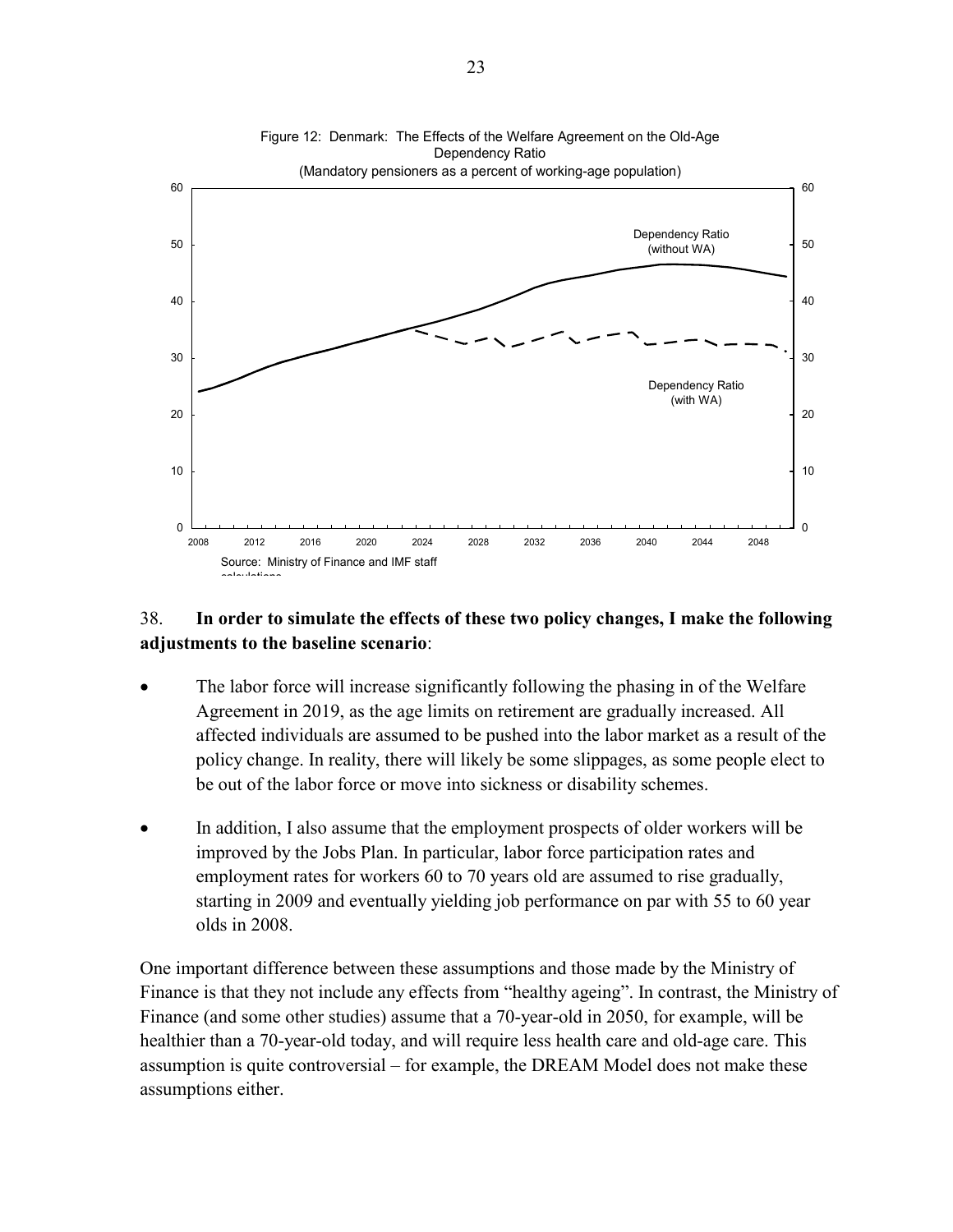Figure 12: Denmark: The Effects of the Welfare Agreement on the Old-Age Dependency Ratio
(Mandatory pensioners as a percent of working-age population)

Source: Ministry of Finance and IMF staff calculations

38. **In order to simulate the effects of these two policy changes, I make the following adjustments to the baseline scenario**:

- The labor force will increase significantly following the phasing in of the Welfare Agreement in 2019, as the age limits on retirement are gradually increased. All affected individuals are assumed to be pushed into the labor market as a result of the policy change. In reality, there will likely be some slippages, as some people elect to be out of the labor force or move into sickness or disability schemes.

- In addition, I also assume that the employment prospects of older workers will be improved by the Jobs Plan. In particular, labor force participation rates and employment rates for workers 60 to 70 years old are assumed to rise gradually, starting in 2009 and eventually yielding job performance on par with 55 to 60 year olds in 2008.

One important difference between these assumptions and those made by the Ministry of Finance is that they not include any effects from "healthy ageing". In contrast, the Ministry of Finance (and some other studies) assume that a 70-year-old in 2050, for example, will be healthier than a 70-year-old today, and will require less health care and old-age care. This assumption is quite controversial – for example, the DREAM Model does not make these assumptions either.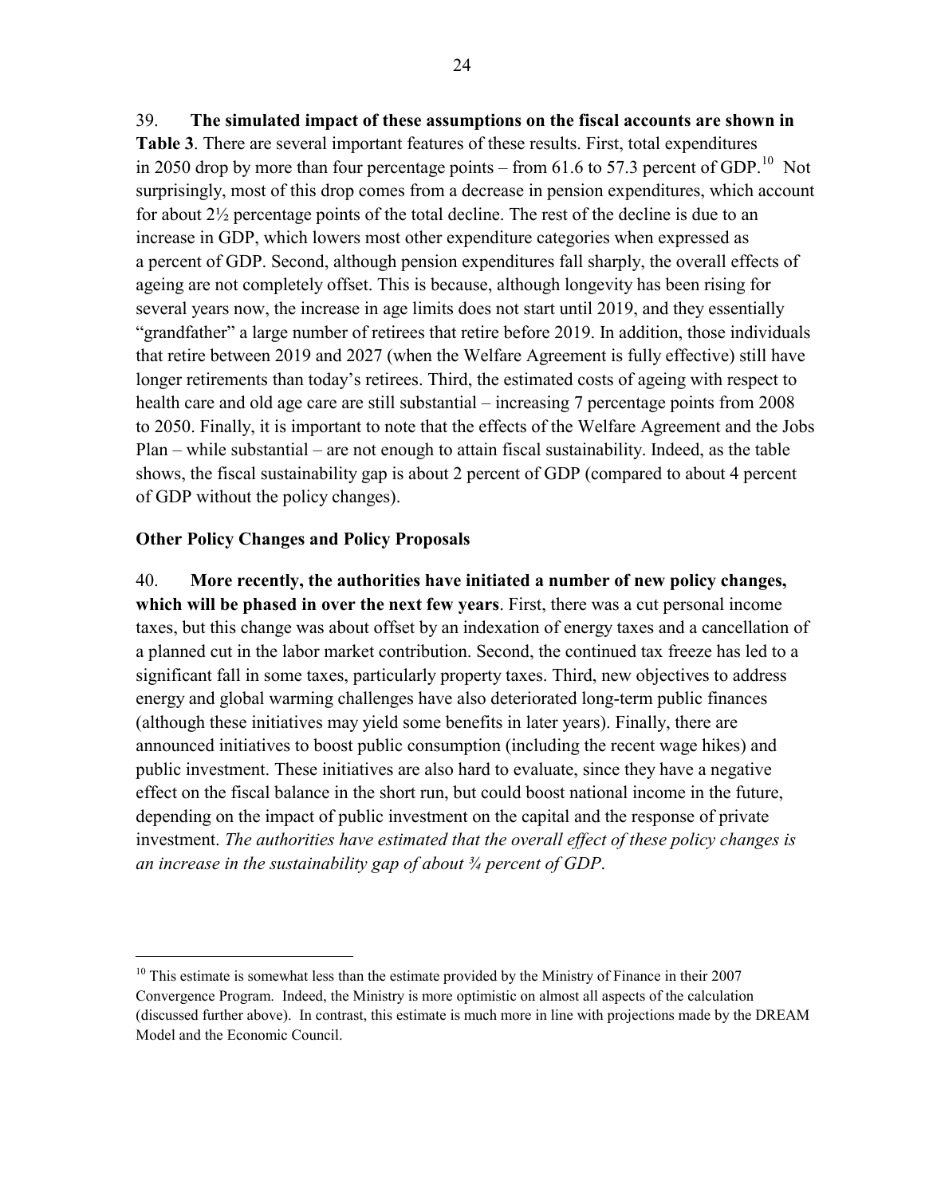39. **The simulated impact of these assumptions on the fiscal accounts are shown in Table 3**. There are several important features of these results. First, total expenditures in 2050 drop by more than four percentage points – from 61.6 to 57.3 percent of GDP.[10] Not surprisingly, most of this drop comes from a decrease in pension expenditures, which account for about 2½ percentage points of the total decline. The rest of the decline is due to an increase in GDP, which lowers most other expenditure categories when expressed as a percent of GDP. Second, although pension expenditures fall sharply, the overall effects of ageing are not completely offset. This is because, although longevity has been rising for several years now, the increase in age limits does not start until 2019, and they essentially "grandfather" a large number of retirees that retire before 2019. In addition, those individuals that retire between 2019 and 2027 (when the Welfare Agreement is fully effective) still have longer retirements than today's retirees. Third, the estimated costs of ageing with respect to health care and old age care are still substantial – increasing 7 percentage points from 2008 to 2050. Finally, it is important to note that the effects of the Welfare Agreement and the Jobs Plan – while substantial – are not enough to attain fiscal sustainability. Indeed, as the table shows, the fiscal sustainability gap is about 2 percent of GDP (compared to about 4 percent of GDP without the policy changes).

### Other Policy Changes and Policy Proposals

40. **More recently, the authorities have initiated a number of new policy changes, which will be phased in over the next few years**. First, there was a cut personal income taxes, but this change was about offset by an indexation of energy taxes and a cancellation of a planned cut in the labor market contribution. Second, the continued tax freeze has led to a significant fall in some taxes, particularly property taxes. Third, new objectives to address energy and global warming challenges have also deteriorated long-term public finances (although these initiatives may yield some benefits in later years). Finally, there are announced initiatives to boost public consumption (including the recent wage hikes) and public investment. These initiatives are also hard to evaluate, since they have a negative effect on the fiscal balance in the short run, but could boost national income in the future, depending on the impact of public investment on the capital and the response of private investment. *The authorities have estimated that the overall effect of these policy changes is an increase in the sustainability gap of about ¾ percent of GDP*.

---

[10] This estimate is somewhat less than the estimate provided by the Ministry of Finance in their 2007 Convergence Program. Indeed, the Ministry is more optimistic on almost all aspects of the calculation (discussed further above). In contrast, this estimate is much more in line with projections made by the DREAM Model and the Economic Council.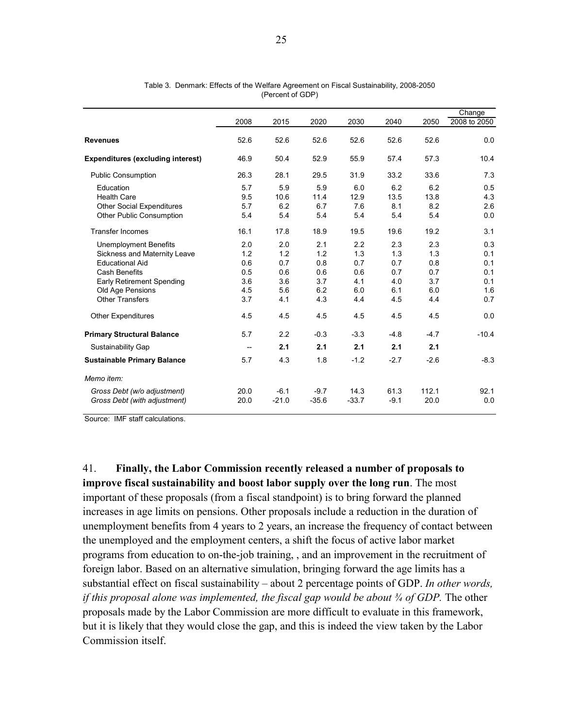Table 3. Denmark: Effects of the Welfare Agreement on Fiscal Sustainability, 2008-2050
(Percent of GDP)

| | 2008 | 2015 | 2020 | 2030 | 2040 | 2050 | Change 2008 to 2050 |
|---|---|---|---|---|---|---|---|
| **Revenues** | 52.6 | 52.6 | 52.6 | 52.6 | 52.6 | 52.6 | 0.0 |
| **Expenditures (excluding interest)** | 46.9 | 50.4 | 52.9 | 55.9 | 57.4 | 57.3 | 10.4 |
| Public Consumption | 26.3 | 28.1 | 29.5 | 31.9 | 33.2 | 33.6 | 7.3 |
| Education | 5.7 | 5.9 | 5.9 | 6.0 | 6.2 | 6.2 | 0.5 |
| Health Care | 9.5 | 10.6 | 11.4 | 12.9 | 13.5 | 13.8 | 4.3 |
| Other Social Expenditures | 5.7 | 6.2 | 6.7 | 7.6 | 8.1 | 8.2 | 2.6 |
| Other Public Consumption | 5.4 | 5.4 | 5.4 | 5.4 | 5.4 | 5.4 | 0.0 |
| Transfer Incomes | 16.1 | 17.8 | 18.9 | 19.5 | 19.6 | 19.2 | 3.1 |
| Unemployment Benefits | 2.0 | 2.0 | 2.1 | 2.2 | 2.3 | 2.3 | 0.3 |
| Sickness and Maternity Leave | 1.2 | 1.2 | 1.2 | 1.3 | 1.3 | 1.3 | 0.1 |
| Educational Aid | 0.6 | 0.7 | 0.8 | 0.7 | 0.7 | 0.8 | 0.1 |
| Cash Benefits | 0.5 | 0.6 | 0.6 | 0.6 | 0.7 | 0.7 | 0.1 |
| Early Retirement Spending | 3.6 | 3.6 | 3.7 | 4.1 | 4.0 | 3.7 | 0.1 |
| Old Age Pensions | 4.5 | 5.6 | 6.2 | 6.0 | 6.1 | 6.0 | 1.6 |
| Other Transfers | 3.7 | 4.1 | 4.3 | 4.4 | 4.5 | 4.4 | 0.7 |
| Other Expenditures | 4.5 | 4.5 | 4.5 | 4.5 | 4.5 | 4.5 | 0.0 |
| **Primary Structural Balance** | 5.7 | 2.2 | -0.3 | -3.3 | -4.8 | -4.7 | -10.4 |
| Sustainability Gap | -- | **2.1** | **2.1** | **2.1** | **2.1** | **2.1** | |
| **Sustainable Primary Balance** | 5.7 | 4.3 | 1.8 | -1.2 | -2.7 | -2.6 | -8.3 |
| *Memo item:* | | | | | | | |
| *Gross Debt (w/o adjustment)* | 20.0 | -6.1 | -9.7 | 14.3 | 61.3 | 112.1 | 92.1 |
| *Gross Debt (with adjustment)* | 20.0 | -21.0 | -35.6 | -33.7 | -9.1 | 20.0 | 0.0 |

Source: IMF staff calculations.

41. **Finally, the Labor Commission recently released a number of proposals to improve fiscal sustainability and boost labor supply over the long run**. The most important of these proposals (from a fiscal standpoint) is to bring forward the planned increases in age limits on pensions. Other proposals include a reduction in the duration of unemployment benefits from 4 years to 2 years, an increase the frequency of contact between the unemployed and the employment centers, a shift the focus of active labor market programs from education to on-the-job training, , and an improvement in the recruitment of foreign labor. Based on an alternative simulation, bringing forward the age limits has a substantial effect on fiscal sustainability – about 2 percentage points of GDP. *In other words, if this proposal alone was implemented, the fiscal gap would be about ¾ of GDP.* The other proposals made by the Labor Commission are more difficult to evaluate in this framework, but it is likely that they would close the gap, and this is indeed the view taken by the Labor Commission itself.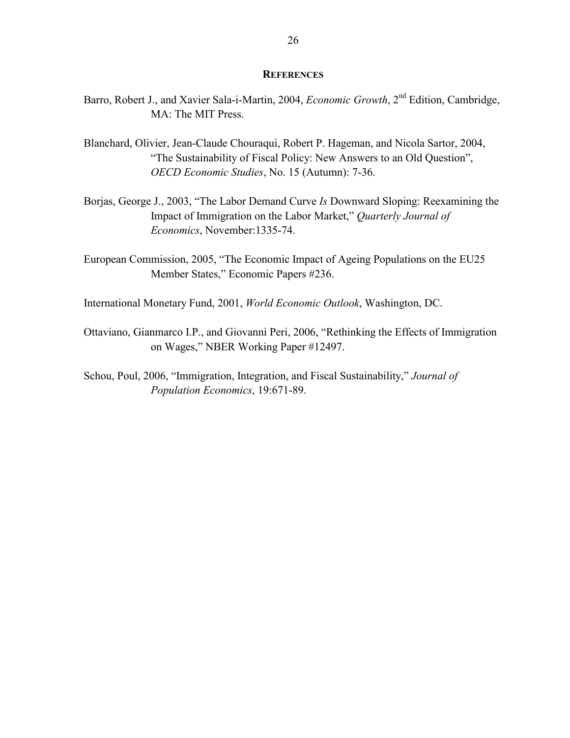## References

Barro, Robert J., and Xavier Sala-i-Martin, 2004, *Economic Growth*, 2nd Edition, Cambridge, MA: The MIT Press.

Blanchard, Olivier, Jean-Claude Chouraqui, Robert P. Hageman, and Nicola Sartor, 2004, "The Sustainability of Fiscal Policy: New Answers to an Old Question", *OECD Economic Studies*, No. 15 (Autumn): 7-36.

Borjas, George J., 2003, "The Labor Demand Curve *Is* Downward Sloping: Reexamining the Impact of Immigration on the Labor Market," *Quarterly Journal of Economics*, November:1335-74.

European Commission, 2005, "The Economic Impact of Ageing Populations on the EU25 Member States," Economic Papers #236.

International Monetary Fund, 2001, *World Economic Outlook*, Washington, DC.

Ottaviano, Gianmarco I.P., and Giovanni Peri, 2006, "Rethinking the Effects of Immigration on Wages," NBER Working Paper #12497.

Schou, Poul, 2006, "Immigration, Integration, and Fiscal Sustainability," *Journal of Population Economics*, 19:671-89.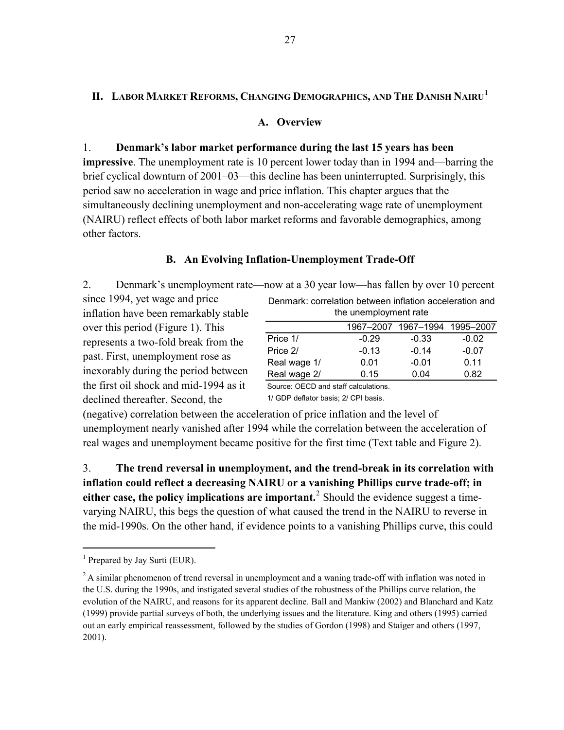## II. Labor Market Reforms, Changing Demographics, and The Danish NAIRU[1]

### A. Overview

1. **Denmark's labor market performance during the last 15 years has been impressive**. The unemployment rate is 10 percent lower today than in 1994 and—barring the brief cyclical downturn of 2001–03—this decline has been uninterrupted. Surprisingly, this period saw no acceleration in wage and price inflation. This chapter argues that the simultaneously declining unemployment and non-accelerating wage rate of unemployment (NAIRU) reflect effects of both labor market reforms and favorable demographics, among other factors.

### B. An Evolving Inflation-Unemployment Trade-Off

2. Denmark's unemployment rate—now at a 30 year low—has fallen by over 10 percent since 1994, yet wage and price inflation have been remarkably stable over this period (Figure 1). This represents a two-fold break from the past. First, unemployment rose as inexorably during the period between the first oil shock and mid-1994 as it declined thereafter. Second, the (negative) correlation between the acceleration of price inflation and the level of unemployment nearly vanished after 1994 while the correlation between the acceleration of real wages and unemployment became positive for the first time (Text table and Figure 2).

Denmark: correlation between inflation acceleration and the unemployment rate

| | 1967–2007 | 1967–1994 | 1995–2007 |
|---|---|---|---|
| Price 1/ | -0.29 | -0.33 | -0.02 |
| Price 2/ | -0.13 | -0.14 | -0.07 |
| Real wage 1/ | 0.01 | -0.01 | 0.11 |
| Real wage 2/ | 0.15 | 0.04 | 0.82 |

Source: OECD and staff calculations.

1/ GDP deflator basis; 2/ CPI basis.

3. **The trend reversal in unemployment, and the trend-break in its correlation with inflation could reflect a decreasing NAIRU or a vanishing Phillips curve trade-off; in either case, the policy implications are important.**[2] Should the evidence suggest a time-varying NAIRU, this begs the question of what caused the trend in the NAIRU to reverse in the mid-1990s. On the other hand, if evidence points to a vanishing Phillips curve, this could

---

[1] Prepared by Jay Surti (EUR).

[2] A similar phenomenon of trend reversal in unemployment and a waning trade-off with inflation was noted in the U.S. during the 1990s, and instigated several studies of the robustness of the Phillips curve relation, the evolution of the NAIRU, and reasons for its apparent decline. Ball and Mankiw (2002) and Blanchard and Katz (1999) provide partial surveys of both, the underlying issues and the literature. King and others (1995) carried out an early empirical reassessment, followed by the studies of Gordon (1998) and Staiger and others (1997, 2001).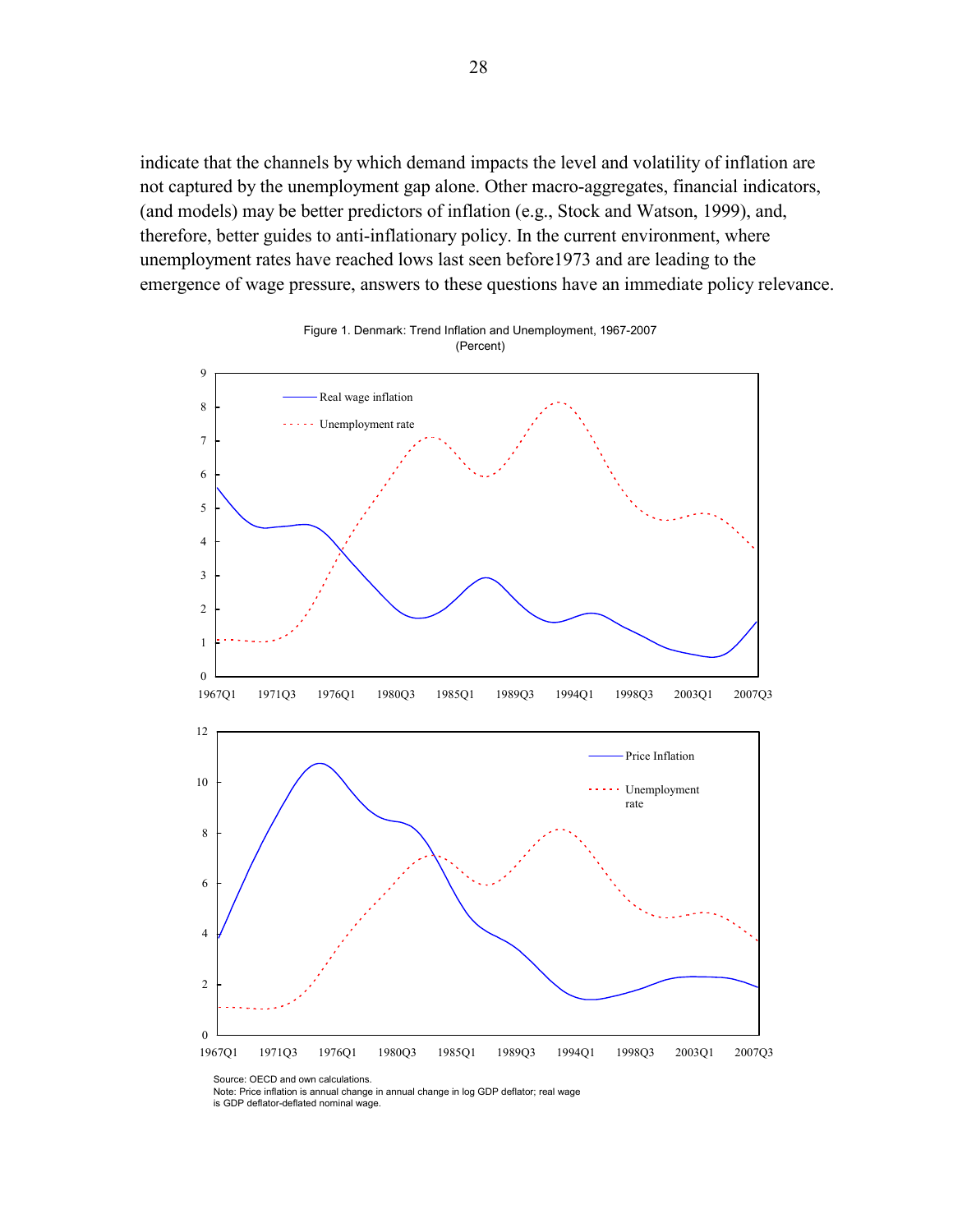indicate that the channels by which demand impacts the level and volatility of inflation are not captured by the unemployment gap alone. Other macro-aggregates, financial indicators, (and models) may be better predictors of inflation (e.g., Stock and Watson, 1999), and, therefore, better guides to anti-inflationary policy. In the current environment, where unemployment rates have reached lows last seen before1973 and are leading to the emergence of wage pressure, answers to these questions have an immediate policy relevance.

Figure 1. Denmark: Trend Inflation and Unemployment, 1967-2007
(Percent)

Source: OECD and own calculations.
Note: Price inflation is annual change in annual change in log GDP deflator; real wage is GDP deflator-deflated nominal wage.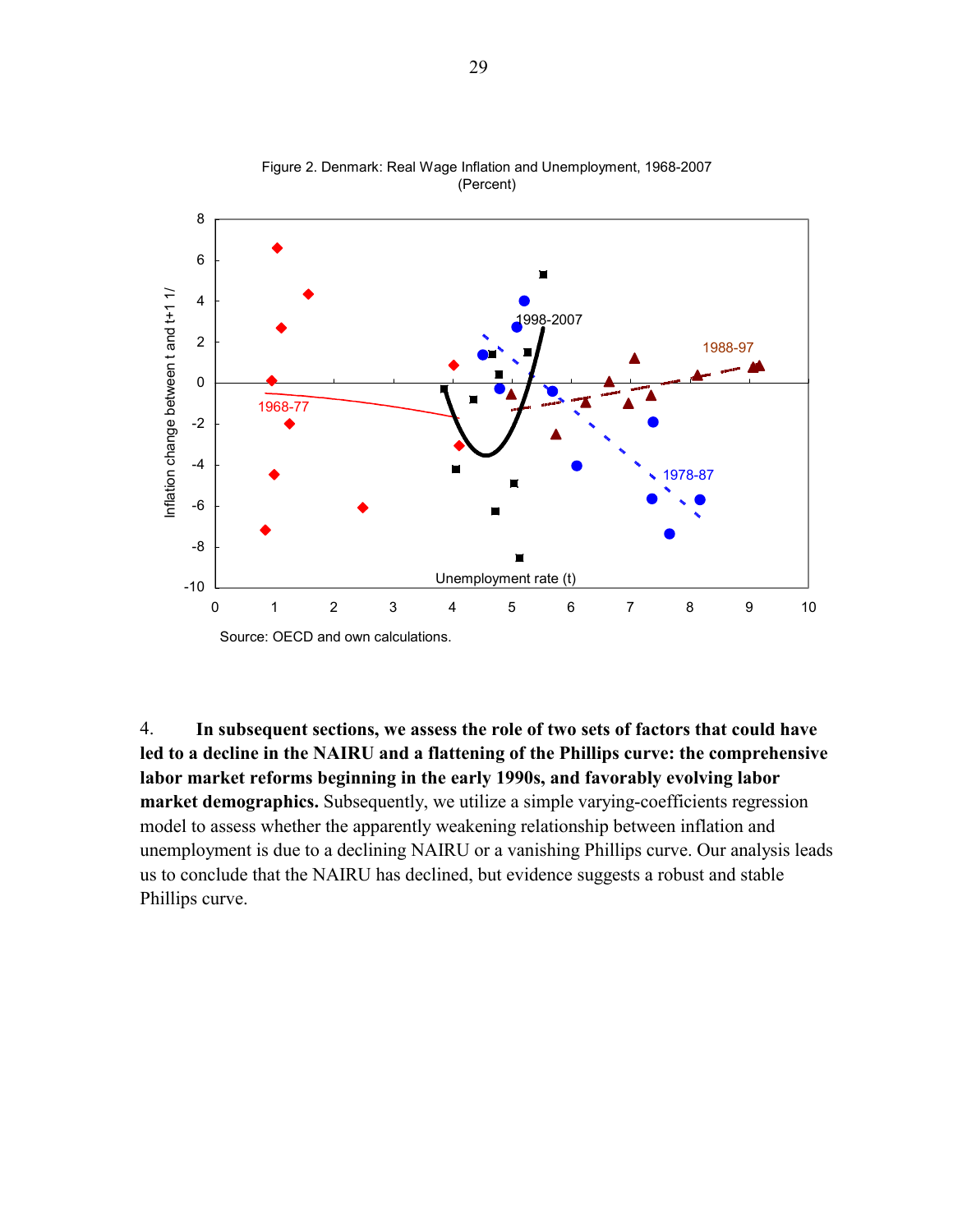Figure 2. Denmark: Real Wage Inflation and Unemployment, 1968-2007
(Percent)

Source: OECD and own calculations.

4. **In subsequent sections, we assess the role of two sets of factors that could have led to a decline in the NAIRU and a flattening of the Phillips curve: the comprehensive labor market reforms beginning in the early 1990s, and favorably evolving labor market demographics.** Subsequently, we utilize a simple varying-coefficients regression model to assess whether the apparently weakening relationship between inflation and unemployment is due to a declining NAIRU or a vanishing Phillips curve. Our analysis leads us to conclude that the NAIRU has declined, but evidence suggests a robust and stable Phillips curve.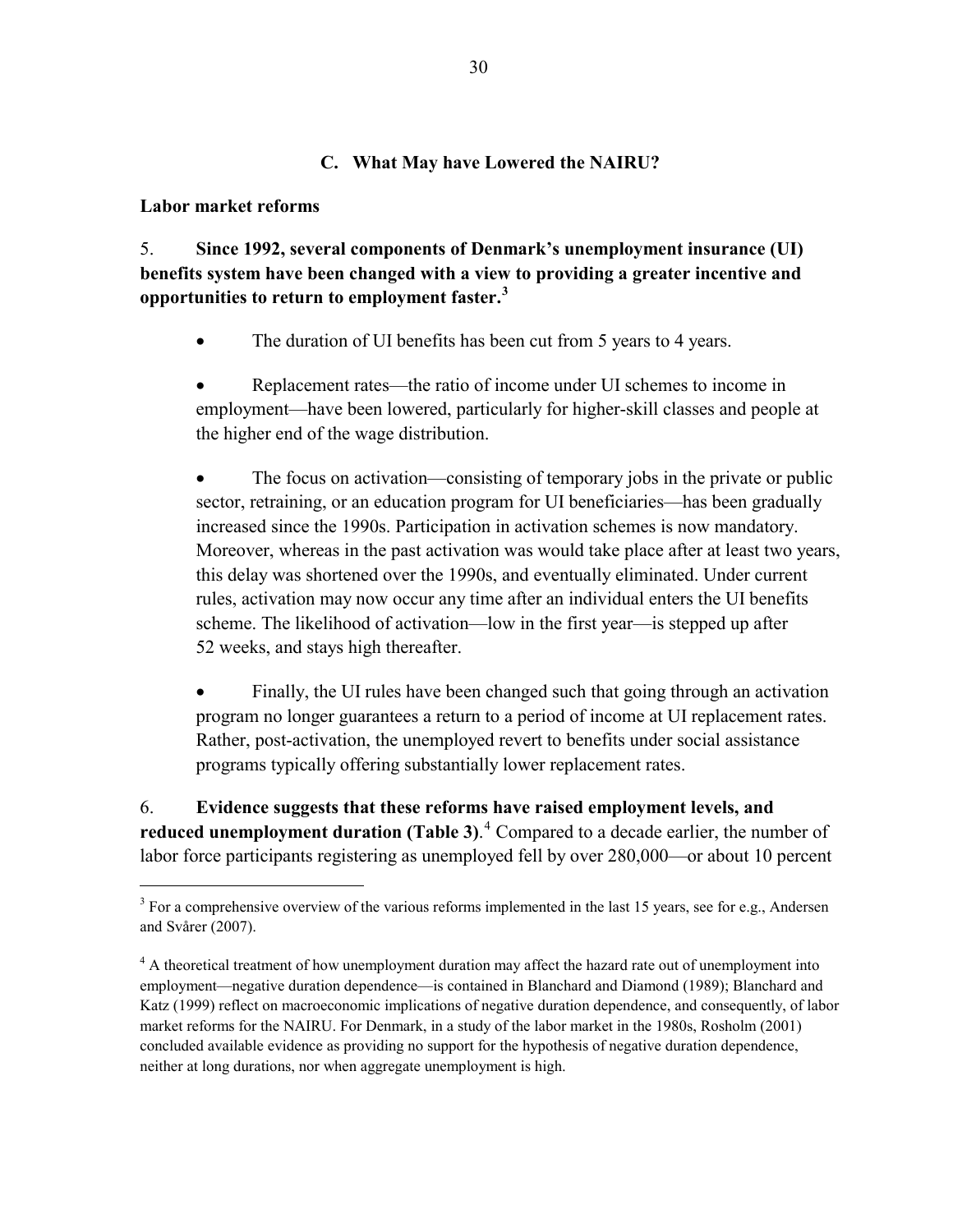### C. What May have Lowered the NAIRU?

**Labor market reforms**

5. **Since 1992, several components of Denmark's unemployment insurance (UI) benefits system have been changed with a view to providing a greater incentive and opportunities to return to employment faster.**[3]

- The duration of UI benefits has been cut from 5 years to 4 years.
- Replacement rates—the ratio of income under UI schemes to income in employment—have been lowered, particularly for higher-skill classes and people at the higher end of the wage distribution.
- The focus on activation—consisting of temporary jobs in the private or public sector, retraining, or an education program for UI beneficiaries—has been gradually increased since the 1990s. Participation in activation schemes is now mandatory. Moreover, whereas in the past activation was would take place after at least two years, this delay was shortened over the 1990s, and eventually eliminated. Under current rules, activation may now occur any time after an individual enters the UI benefits scheme. The likelihood of activation—low in the first year—is stepped up after 52 weeks, and stays high thereafter.
- Finally, the UI rules have been changed such that going through an activation program no longer guarantees a return to a period of income at UI replacement rates. Rather, post-activation, the unemployed revert to benefits under social assistance programs typically offering substantially lower replacement rates.

6. **Evidence suggests that these reforms have raised employment levels, and reduced unemployment duration (Table 3)**.[4] Compared to a decade earlier, the number of labor force participants registering as unemployed fell by over 280,000—or about 10 percent

---

[3] For a comprehensive overview of the various reforms implemented in the last 15 years, see for e.g., Andersen and Svårer (2007).

[4] A theoretical treatment of how unemployment duration may affect the hazard rate out of unemployment into employment—negative duration dependence—is contained in Blanchard and Diamond (1989); Blanchard and Katz (1999) reflect on macroeconomic implications of negative duration dependence, and consequently, of labor market reforms for the NAIRU. For Denmark, in a study of the labor market in the 1980s, Rosholm (2001) concluded available evidence as providing no support for the hypothesis of negative duration dependence, neither at long durations, nor when aggregate unemployment is high.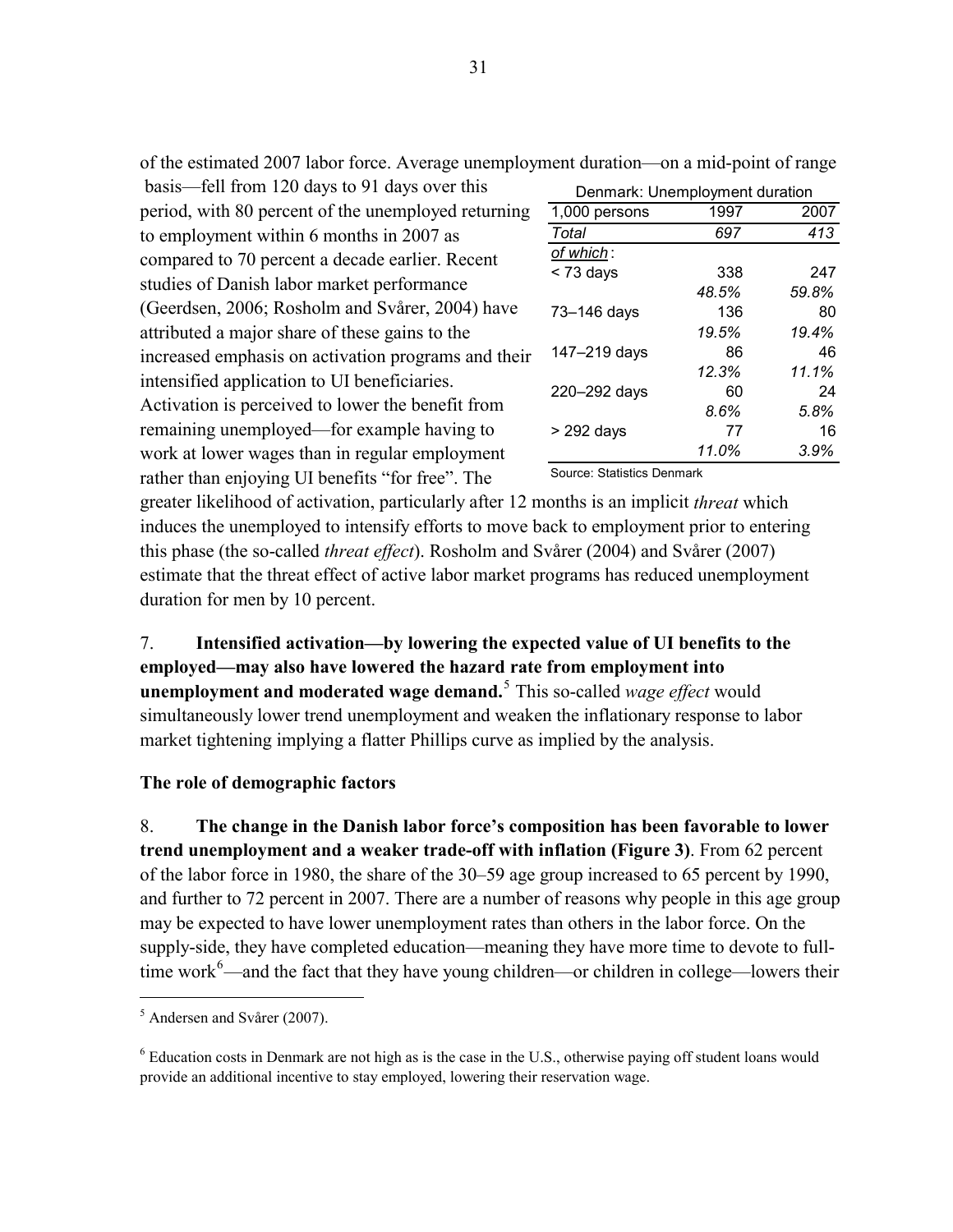of the estimated 2007 labor force. Average unemployment duration—on a mid-point of range basis—fell from 120 days to 91 days over this period, with 80 percent of the unemployed returning to employment within 6 months in 2007 as compared to 70 percent a decade earlier. Recent studies of Danish labor market performance (Geerdsen, 2006; Rosholm and Svårer, 2004) have attributed a major share of these gains to the increased emphasis on activation programs and their intensified application to UI beneficiaries. Activation is perceived to lower the benefit from remaining unemployed—for example having to work at lower wages than in regular employment rather than enjoying UI benefits "for free". The greater likelihood of activation, particularly after 12 months is an implicit *threat* which induces the unemployed to intensify efforts to move back to employment prior to entering this phase (the so-called *threat effect*). Rosholm and Svårer (2004) and Svårer (2007) estimate that the threat effect of active labor market programs has reduced unemployment duration for men by 10 percent.

Denmark: Unemployment duration

| 1,000 persons | 1997 | 2007 |
|---|---|---|
| *Total* | *697* | *413* |
| *of which*: | | |
| < 73 days | 338 | 247 |
| | *48.5%* | *59.8%* |
| 73–146 days | 136 | 80 |
| | *19.5%* | *19.4%* |
| 147–219 days | 86 | 46 |
| | *12.3%* | *11.1%* |
| 220–292 days | 60 | 24 |
| | *8.6%* | *5.8%* |
| > 292 days | 77 | 16 |
| | *11.0%* | *3.9%* |

Source: Statistics Denmark

7. **Intensified activation—by lowering the expected value of UI benefits to the employed—may also have lowered the hazard rate from employment into unemployment and moderated wage demand.**[5] This so-called *wage effect* would simultaneously lower trend unemployment and weaken the inflationary response to labor market tightening implying a flatter Phillips curve as implied by the analysis.

### The role of demographic factors

8. **The change in the Danish labor force's composition has been favorable to lower trend unemployment and a weaker trade-off with inflation (Figure 3)**. From 62 percent of the labor force in 1980, the share of the 30–59 age group increased to 65 percent by 1990, and further to 72 percent in 2007. There are a number of reasons why people in this age group may be expected to have lower unemployment rates than others in the labor force. On the supply-side, they have completed education—meaning they have more time to devote to full-time work[6]—and the fact that they have young children—or children in college—lowers their

[5] Andersen and Svårer (2007).

[6] Education costs in Denmark are not high as is the case in the U.S., otherwise paying off student loans would provide an additional incentive to stay employed, lowering their reservation wage.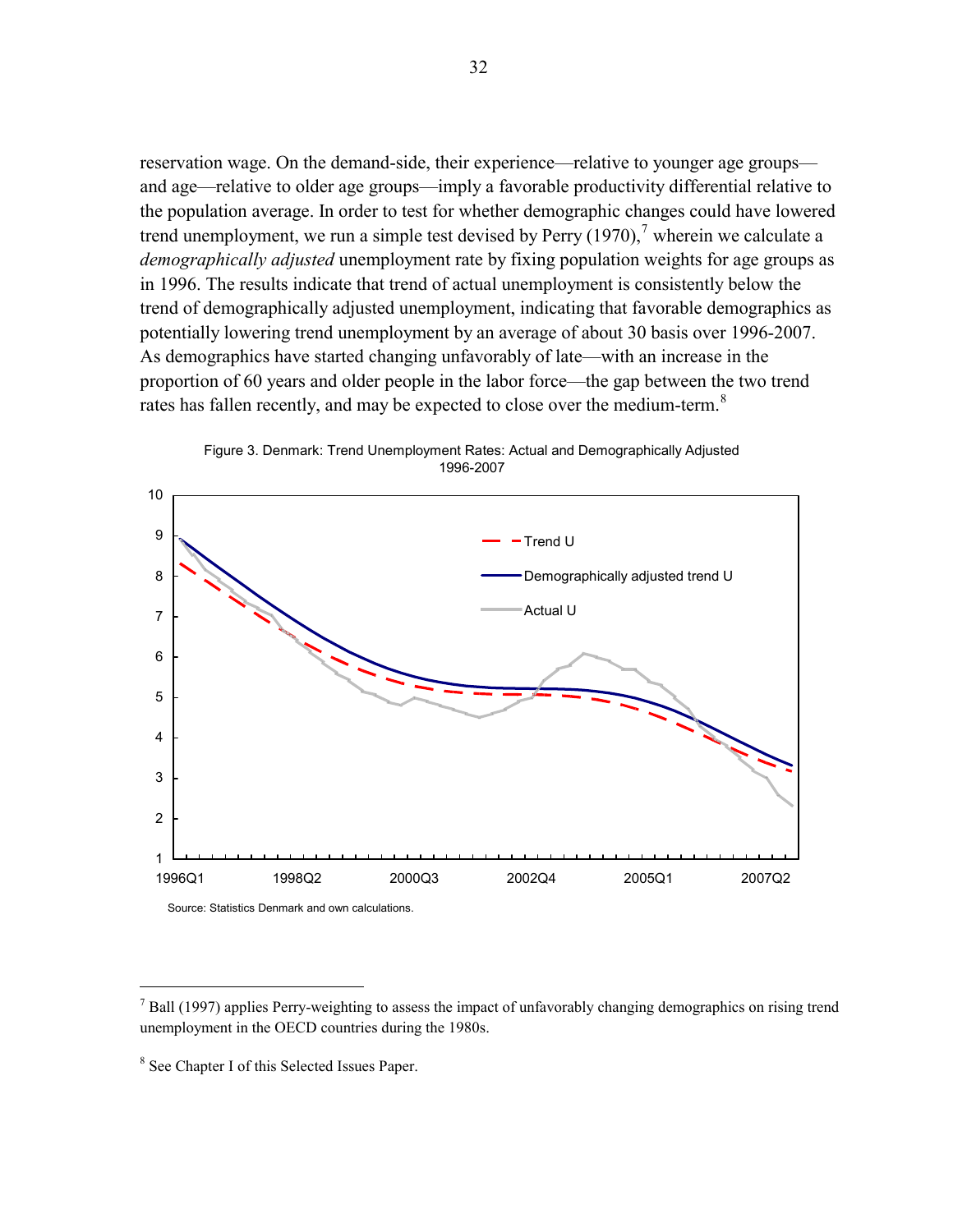reservation wage. On the demand-side, their experience—relative to younger age groups—and age—relative to older age groups—imply a favorable productivity differential relative to the population average. In order to test for whether demographic changes could have lowered trend unemployment, we run a simple test devised by Perry (1970),[7] wherein we calculate a *demographically adjusted* unemployment rate by fixing population weights for age groups as in 1996. The results indicate that trend of actual unemployment is consistently below the trend of demographically adjusted unemployment, indicating that favorable demographics as potentially lowering trend unemployment by an average of about 30 basis over 1996-2007. As demographics have started changing unfavorably of late—with an increase in the proportion of 60 years and older people in the labor force—the gap between the two trend rates has fallen recently, and may be expected to close over the medium-term.[8]

Figure 3. Denmark: Trend Unemployment Rates: Actual and Demographically Adjusted 1996-2007

Source: Statistics Denmark and own calculations.

---

[7] Ball (1997) applies Perry-weighting to assess the impact of unfavorably changing demographics on rising trend unemployment in the OECD countries during the 1980s.

[8] See Chapter I of this Selected Issues Paper.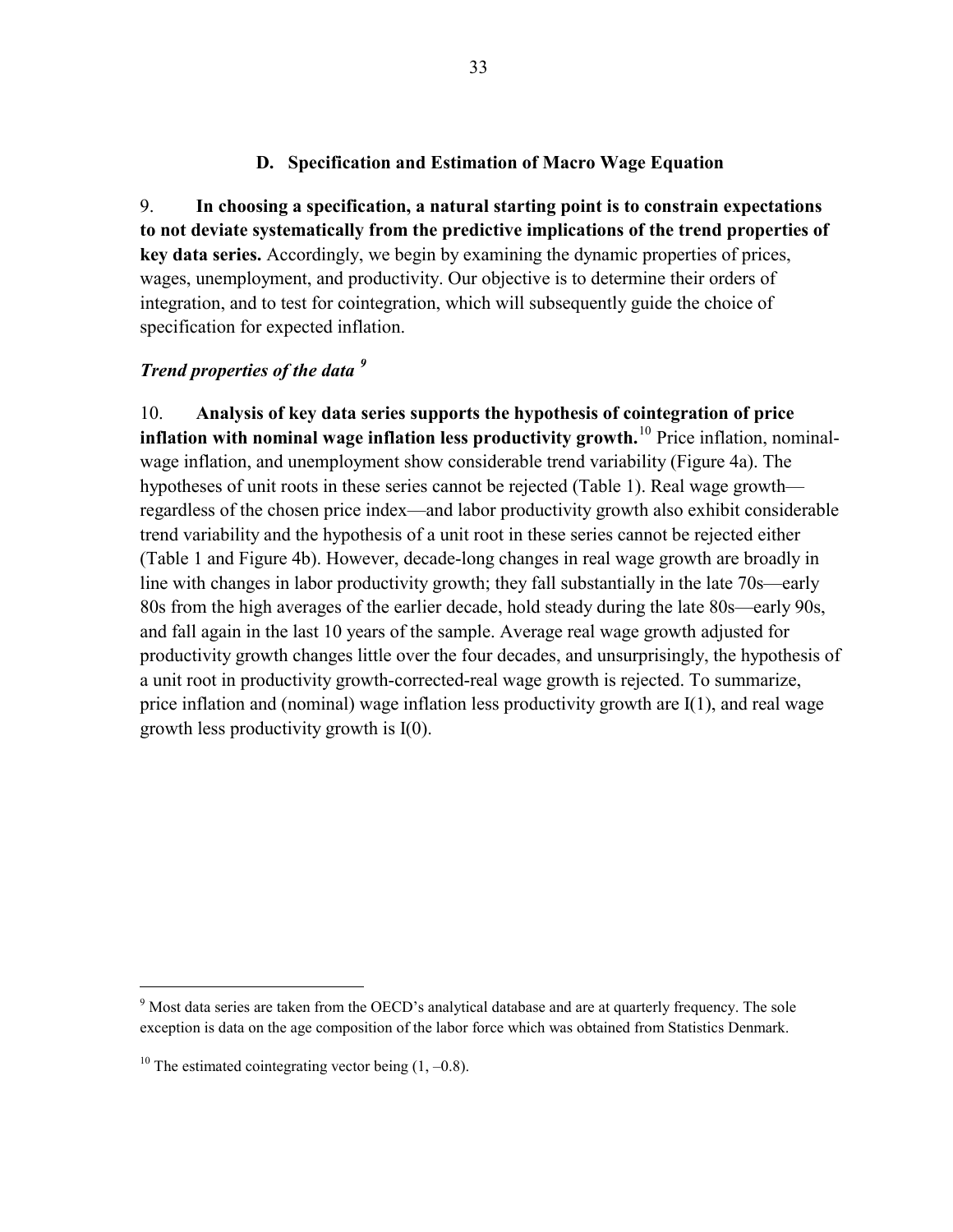### D. Specification and Estimation of Macro Wage Equation

9. **In choosing a specification, a natural starting point is to constrain expectations to not deviate systematically from the predictive implications of the trend properties of key data series.** Accordingly, we begin by examining the dynamic properties of prices, wages, unemployment, and productivity. Our objective is to determine their orders of integration, and to test for cointegration, which will subsequently guide the choice of specification for expected inflation.

***Trend properties of the data*** [9]

10. **Analysis of key data series supports the hypothesis of cointegration of price inflation with nominal wage inflation less productivity growth.**[10] Price inflation, nominal-wage inflation, and unemployment show considerable trend variability (Figure 4a). The hypotheses of unit roots in these series cannot be rejected (Table 1). Real wage growth—regardless of the chosen price index—and labor productivity growth also exhibit considerable trend variability and the hypothesis of a unit root in these series cannot be rejected either (Table 1 and Figure 4b). However, decade-long changes in real wage growth are broadly in line with changes in labor productivity growth; they fall substantially in the late 70s—early 80s from the high averages of the earlier decade, hold steady during the late 80s—early 90s, and fall again in the last 10 years of the sample. Average real wage growth adjusted for productivity growth changes little over the four decades, and unsurprisingly, the hypothesis of a unit root in productivity growth-corrected-real wage growth is rejected. To summarize, price inflation and (nominal) wage inflation less productivity growth are I(1), and real wage growth less productivity growth is I(0).

---

[9] Most data series are taken from the OECD's analytical database and are at quarterly frequency. The sole exception is data on the age composition of the labor force which was obtained from Statistics Denmark.

[10] The estimated cointegrating vector being (1, –0.8).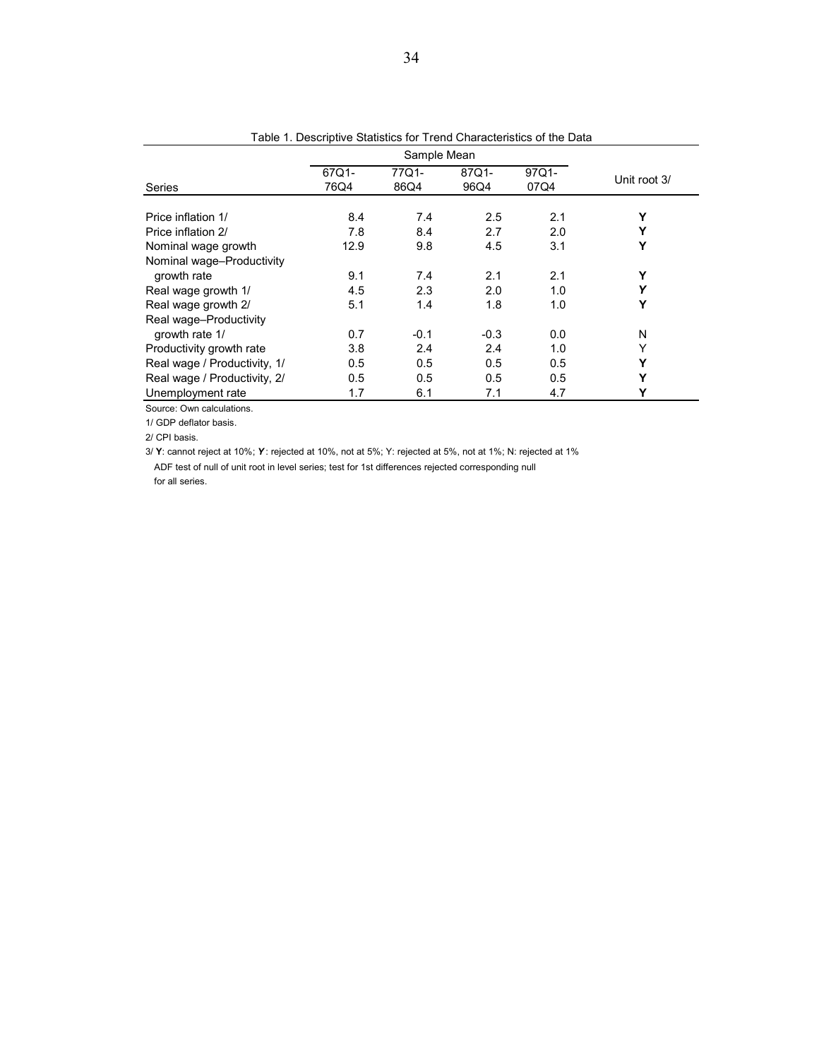Table 1. Descriptive Statistics for Trend Characteristics of the Data

| Series | Sample Mean | | | | Unit root 3/ |
|---|---|---|---|---|---|
| | 67Q1-76Q4 | 77Q1-86Q4 | 87Q1-96Q4 | 97Q1-07Q4 | |
| Price inflation 1/ | 8.4 | 7.4 | 2.5 | 2.1 | **Y** |
| Price inflation 2/ | 7.8 | 8.4 | 2.7 | 2.0 | **Y** |
| Nominal wage growth | 12.9 | 9.8 | 4.5 | 3.1 | **Y** |
| Nominal wage–Productivity growth rate | 9.1 | 7.4 | 2.1 | 2.1 | **Y** |
| Real wage growth 1/ | 4.5 | 2.3 | 2.0 | 1.0 | ***Y*** |
| Real wage growth 2/ | 5.1 | 1.4 | 1.8 | 1.0 | **Y** |
| Real wage–Productivity growth rate 1/ | 0.7 | -0.1 | -0.3 | 0.0 | N |
| Productivity growth rate | 3.8 | 2.4 | 2.4 | 1.0 | Y |
| Real wage / Productivity, 1/ | 0.5 | 0.5 | 0.5 | 0.5 | **Y** |
| Real wage / Productivity, 2/ | 0.5 | 0.5 | 0.5 | 0.5 | **Y** |
| Unemployment rate | 1.7 | 6.1 | 7.1 | 4.7 | **Y** |

Source: Own calculations.

1/ GDP deflator basis.

2/ CPI basis.

3/ **Y**: cannot reject at 10%; ***Y***: rejected at 10%, not at 5%; Y: rejected at 5%, not at 1%; N: rejected at 1%
ADF test of null of unit root in level series; test for 1st differences rejected corresponding null for all series.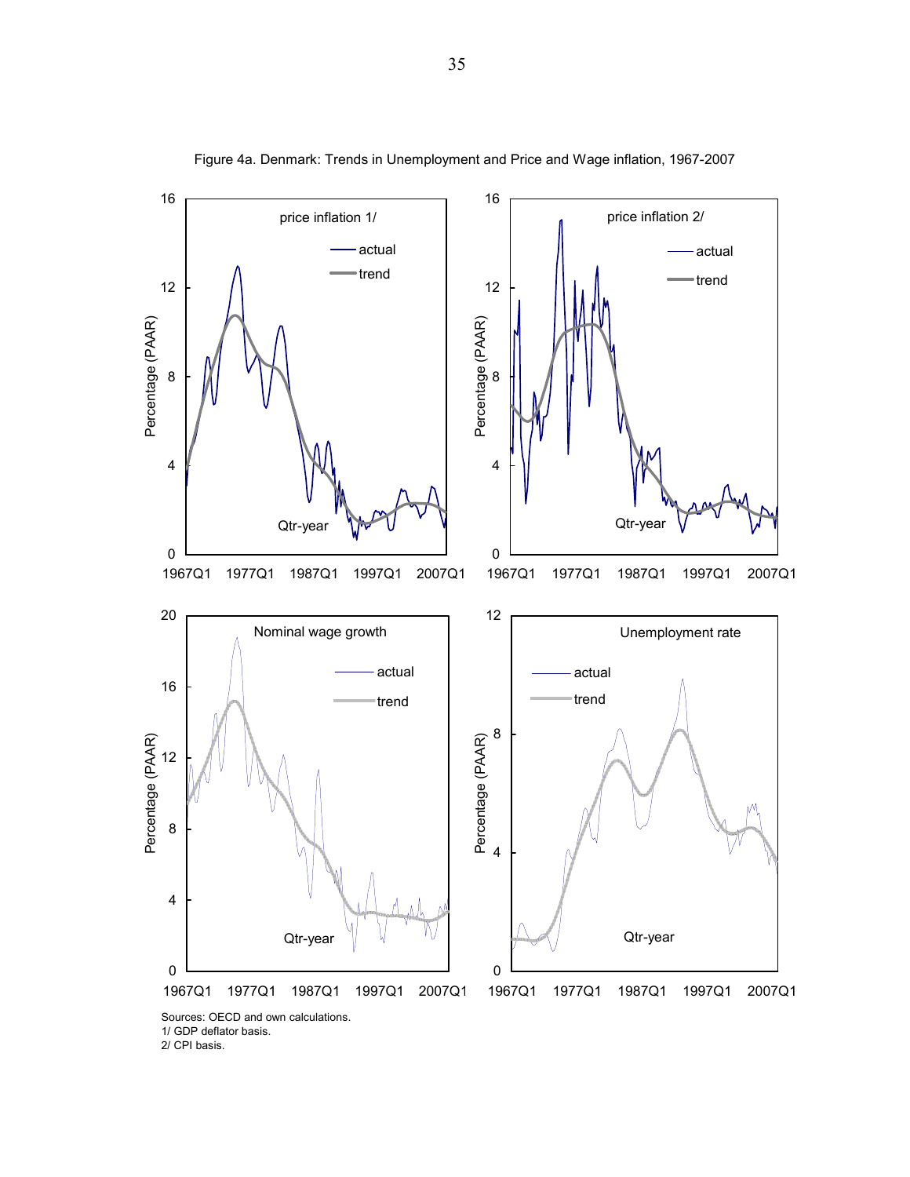Figure 4a. Denmark: Trends in Unemployment and Price and Wage inflation, 1967-2007

Sources: OECD and own calculations.
1/ GDP deflator basis.
2/ CPI basis.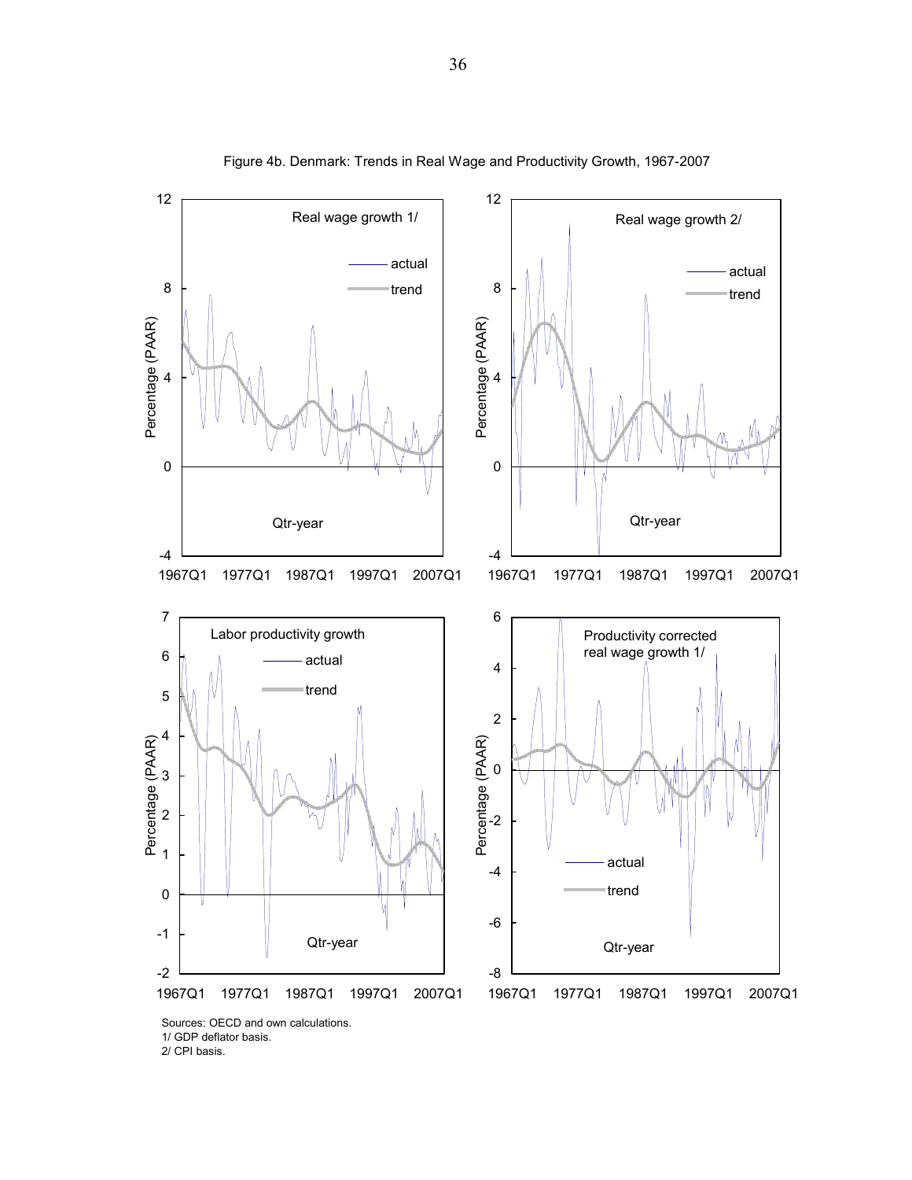Figure 4b. Denmark: Trends in Real Wage and Productivity Growth, 1967-2007

Sources: OECD and own calculations.
1/ GDP deflator basis.
2/ CPI basis.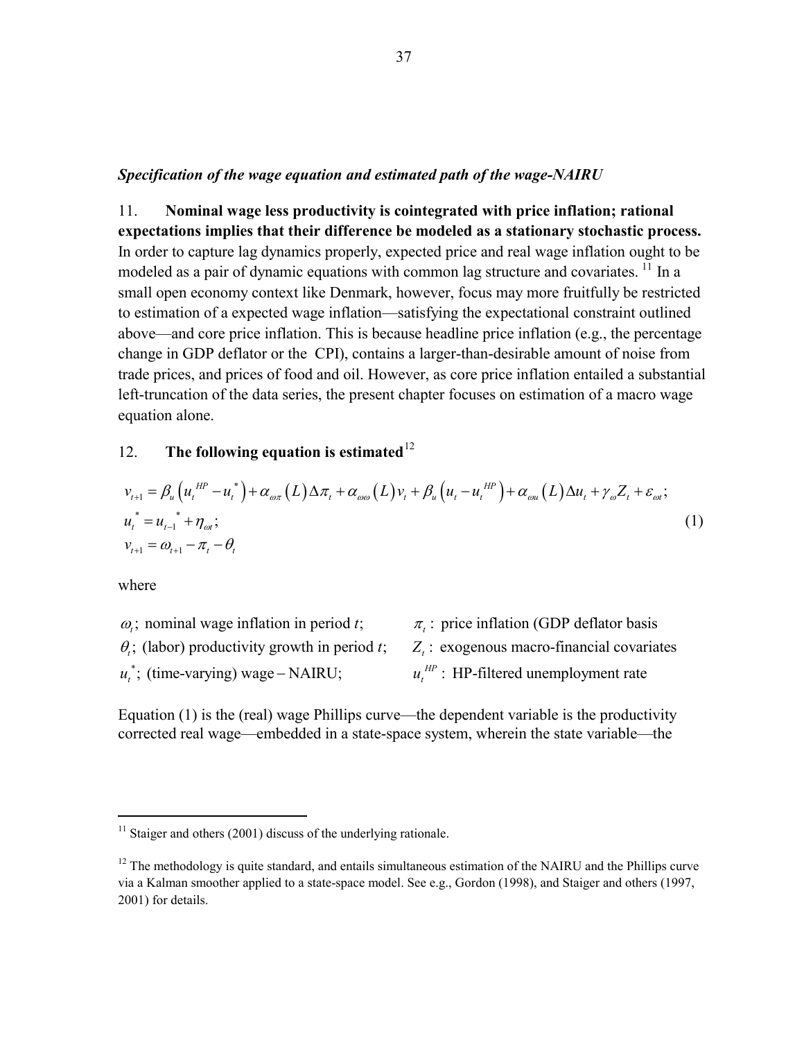*Specification of the wage equation and estimated path of the wage-NAIRU*

11. **Nominal wage less productivity is cointegrated with price inflation; rational expectations implies that their difference be modeled as a stationary stochastic process.** In order to capture lag dynamics properly, expected price and real wage inflation ought to be modeled as a pair of dynamic equations with common lag structure and covariates. [11] In a small open economy context like Denmark, however, focus may more fruitfully be restricted to estimation of a expected wage inflation—satisfying the expectational constraint outlined above—and core price inflation. This is because headline price inflation (e.g., the percentage change in GDP deflator or the CPI), contains a larger-than-desirable amount of noise from trade prices, and prices of food and oil. However, as core price inflation entailed a substantial left-truncation of the data series, the present chapter focuses on estimation of a macro wage equation alone.

12. **The following equation is estimated**[12]

$$
\begin{aligned}
&v_{t+1} = \beta_u \left(u_t^{HP} - u_t^*\right) + \alpha_{\omega\pi}(L)\Delta\pi_t + \alpha_{\omega\omega}(L) v_t + \beta_u \left(u_t - u_t^{HP}\right) + \alpha_{\omega u}(L)\Delta u_t + \gamma_\omega Z_t + \varepsilon_{\omega t}; \\
&u_t^* = u_{t-1}^* + \eta_{\omega t}; \\
&v_{t+1} = \omega_{t+1} - \pi_t - \theta_t
\end{aligned} \tag{1}
$$

where

| | |
|---|---|
| $\omega_t$; nominal wage inflation in period *t*; | $\pi_t$ : price inflation (GDP deflator basis |
| $\theta_t$; (labor) productivity growth in period *t*; | $Z_t$ : exogenous macro-financial covariates |
| $u_t^*$; (time-varying) wage – NAIRU; | $u_t^{HP}$ : HP-filtered unemployment rate |

Equation (1) is the (real) wage Phillips curve—the dependent variable is the productivity corrected real wage—embedded in a state-space system, wherein the state variable—the

---

[11] Staiger and others (2001) discuss of the underlying rationale.

[12] The methodology is quite standard, and entails simultaneous estimation of the NAIRU and the Phillips curve via a Kalman smoother applied to a state-space model. See e.g., Gordon (1998), and Staiger and others (1997, 2001) for details.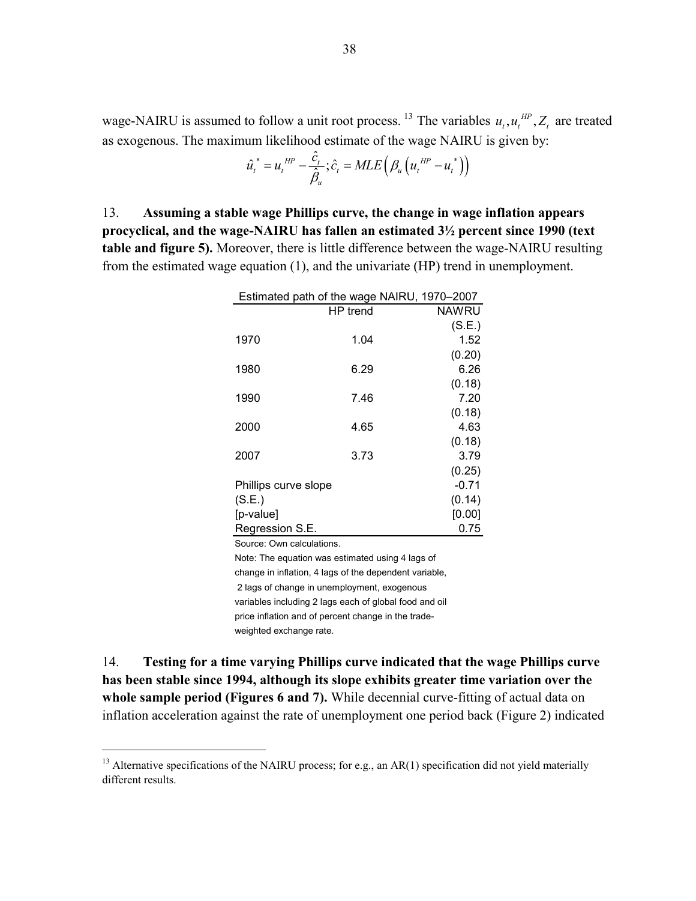wage-NAIRU is assumed to follow a unit root process.[13] The variables $u_t, u_t^{HP}, Z_t$ are treated as exogenous. The maximum likelihood estimate of the wage NAIRU is given by:

$$\hat{u}_t^* = u_t^{HP} - \frac{\hat{c}_t}{\hat{\beta}_u}; \hat{c}_t = MLE\left(\beta_u\left(u_t^{HP} - u_t^*\right)\right)$$

13. **Assuming a stable wage Phillips curve, the change in wage inflation appears procyclical, and the wage-NAIRU has fallen an estimated 3½ percent since 1990 (text table and figure 5).** Moreover, there is little difference between the wage-NAIRU resulting from the estimated wage equation (1), and the univariate (HP) trend in unemployment.

Estimated path of the wage NAIRU, 1970–2007

| | HP trend | NAWRU |
|---|---|---|
| | | (S.E.) |
| 1970 | 1.04 | 1.52 |
| | | (0.20) |
| 1980 | 6.29 | 6.26 |
| | | (0.18) |
| 1990 | 7.46 | 7.20 |
| | | (0.18) |
| 2000 | 4.65 | 4.63 |
| | | (0.18) |
| 2007 | 3.73 | 3.79 |
| | | (0.25) |
| Phillips curve slope | | -0.71 |
| (S.E.) | | (0.14) |
| [p-value] | | [0.00] |
| Regression S.E. | | 0.75 |

Source: Own calculations.

Note: The equation was estimated using 4 lags of change in inflation, 4 lags of the dependent variable, 2 lags of change in unemployment, exogenous variables including 2 lags each of global food and oil price inflation and of percent change in the trade-weighted exchange rate.

14. **Testing for a time varying Phillips curve indicated that the wage Phillips curve has been stable since 1994, although its slope exhibits greater time variation over the whole sample period (Figures 6 and 7).** While decennial curve-fitting of actual data on inflation acceleration against the rate of unemployment one period back (Figure 2) indicated

[13] Alternative specifications of the NAIRU process; for e.g., an AR(1) specification did not yield materially different results.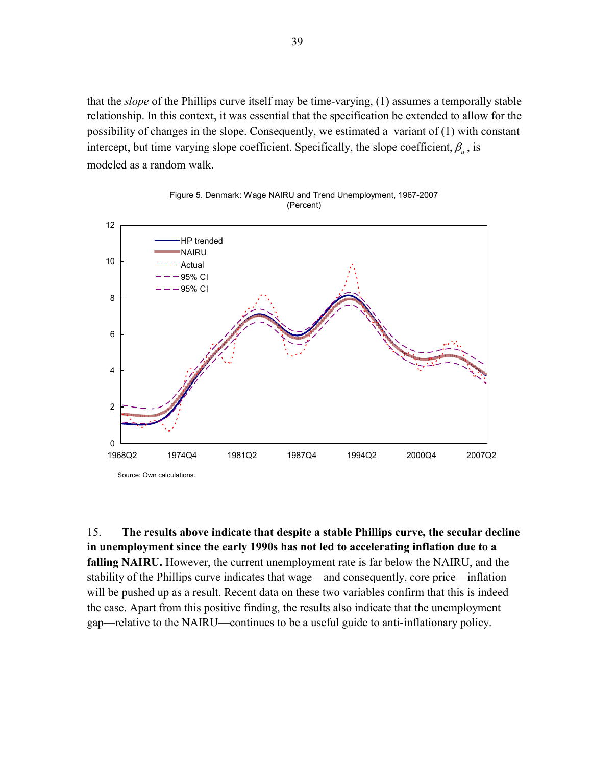that the *slope* of the Phillips curve itself may be time-varying, (1) assumes a temporally stable relationship. In this context, it was essential that the specification be extended to allow for the possibility of changes in the slope. Consequently, we estimated a variant of (1) with constant intercept, but time varying slope coefficient. Specifically, the slope coefficient, $\beta_u$, is modeled as a random walk.

Figure 5. Denmark: Wage NAIRU and Trend Unemployment, 1967-2007
(Percent)

Source: Own calculations.

15. **The results above indicate that despite a stable Phillips curve, the secular decline in unemployment since the early 1990s has not led to accelerating inflation due to a falling NAIRU.** However, the current unemployment rate is far below the NAIRU, and the stability of the Phillips curve indicates that wage—and consequently, core price—inflation will be pushed up as a result. Recent data on these two variables confirm that this is indeed the case. Apart from this positive finding, the results also indicate that the unemployment gap—relative to the NAIRU—continues to be a useful guide to anti-inflationary policy.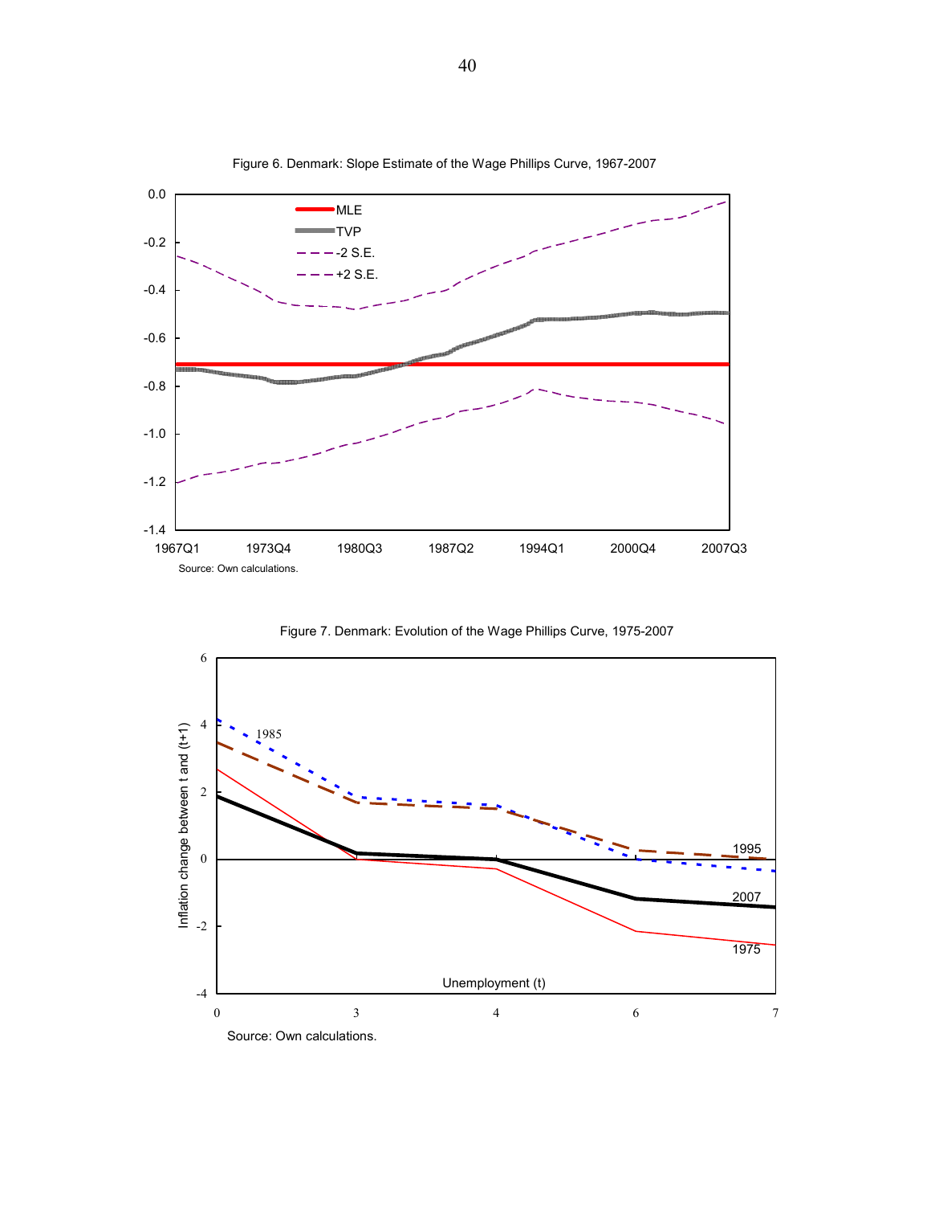Figure 6. Denmark: Slope Estimate of the Wage Phillips Curve, 1967-2007

Source: Own calculations.

Figure 7. Denmark: Evolution of the Wage Phillips Curve, 1975-2007

Source: Own calculations.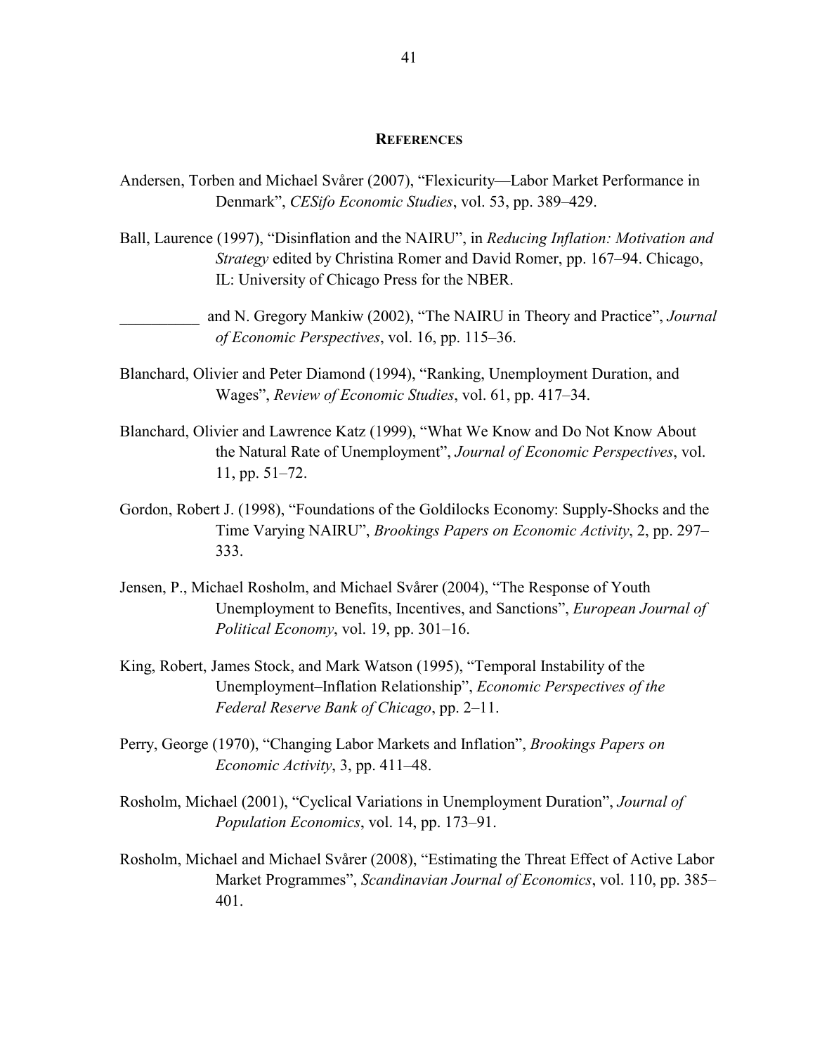## REFERENCES

Andersen, Torben and Michael Svårer (2007), "Flexicurity—Labor Market Performance in Denmark", *CESifo Economic Studies*, vol. 53, pp. 389–429.

Ball, Laurence (1997), "Disinflation and the NAIRU", in *Reducing Inflation: Motivation and Strategy* edited by Christina Romer and David Romer, pp. 167–94. Chicago, IL: University of Chicago Press for the NBER.

__________ and N. Gregory Mankiw (2002), "The NAIRU in Theory and Practice", *Journal of Economic Perspectives*, vol. 16, pp. 115–36.

Blanchard, Olivier and Peter Diamond (1994), "Ranking, Unemployment Duration, and Wages", *Review of Economic Studies*, vol. 61, pp. 417–34.

Blanchard, Olivier and Lawrence Katz (1999), "What We Know and Do Not Know About the Natural Rate of Unemployment", *Journal of Economic Perspectives*, vol. 11, pp. 51–72.

Gordon, Robert J. (1998), "Foundations of the Goldilocks Economy: Supply-Shocks and the Time Varying NAIRU", *Brookings Papers on Economic Activity*, 2, pp. 297–333.

Jensen, P., Michael Rosholm, and Michael Svårer (2004), "The Response of Youth Unemployment to Benefits, Incentives, and Sanctions", *European Journal of Political Economy*, vol. 19, pp. 301–16.

King, Robert, James Stock, and Mark Watson (1995), "Temporal Instability of the Unemployment–Inflation Relationship", *Economic Perspectives of the Federal Reserve Bank of Chicago*, pp. 2–11.

Perry, George (1970), "Changing Labor Markets and Inflation", *Brookings Papers on Economic Activity*, 3, pp. 411–48.

Rosholm, Michael (2001), "Cyclical Variations in Unemployment Duration", *Journal of Population Economics*, vol. 14, pp. 173–91.

Rosholm, Michael and Michael Svårer (2008), "Estimating the Threat Effect of Active Labor Market Programmes", *Scandinavian Journal of Economics*, vol. 110, pp. 385–401.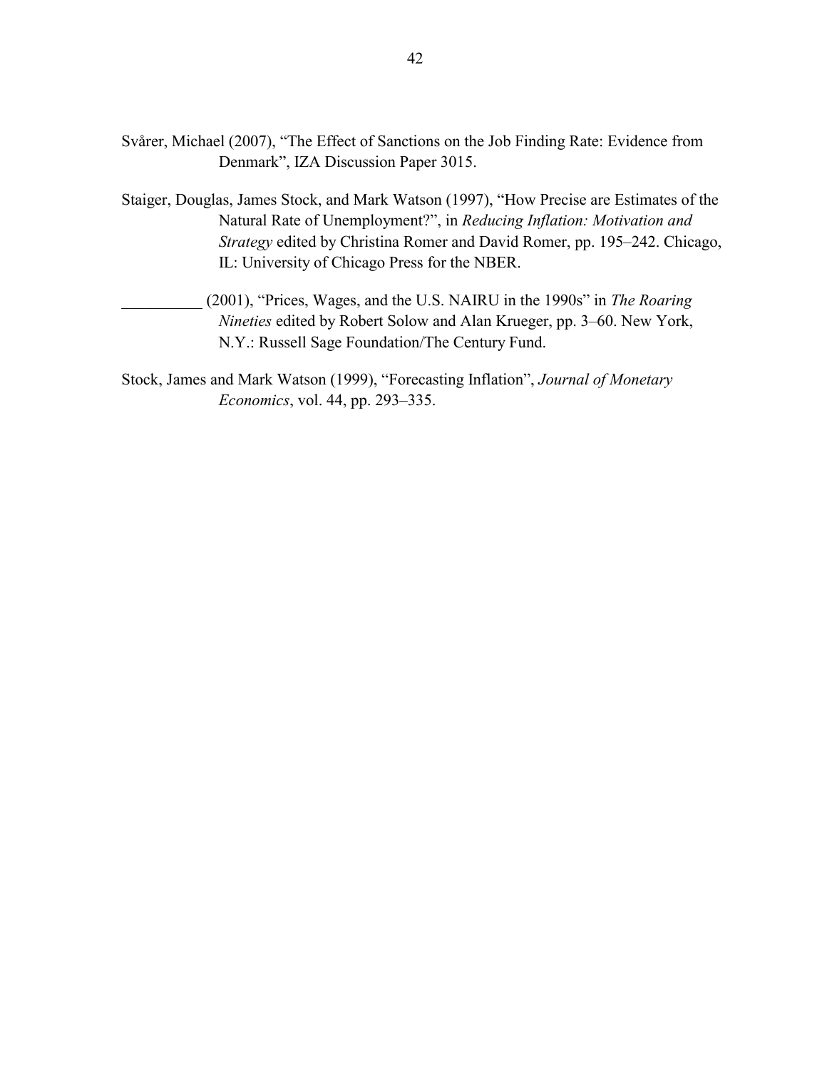Svårer, Michael (2007), "The Effect of Sanctions on the Job Finding Rate: Evidence from Denmark", IZA Discussion Paper 3015.

Staiger, Douglas, James Stock, and Mark Watson (1997), "How Precise are Estimates of the Natural Rate of Unemployment?", in *Reducing Inflation: Motivation and Strategy* edited by Christina Romer and David Romer, pp. 195–242. Chicago, IL: University of Chicago Press for the NBER.

__________ (2001), "Prices, Wages, and the U.S. NAIRU in the 1990s" in *The Roaring Nineties* edited by Robert Solow and Alan Krueger, pp. 3–60. New York, N.Y.: Russell Sage Foundation/The Century Fund.

Stock, James and Mark Watson (1999), "Forecasting Inflation", *Journal of Monetary Economics*, vol. 44, pp. 293–335.